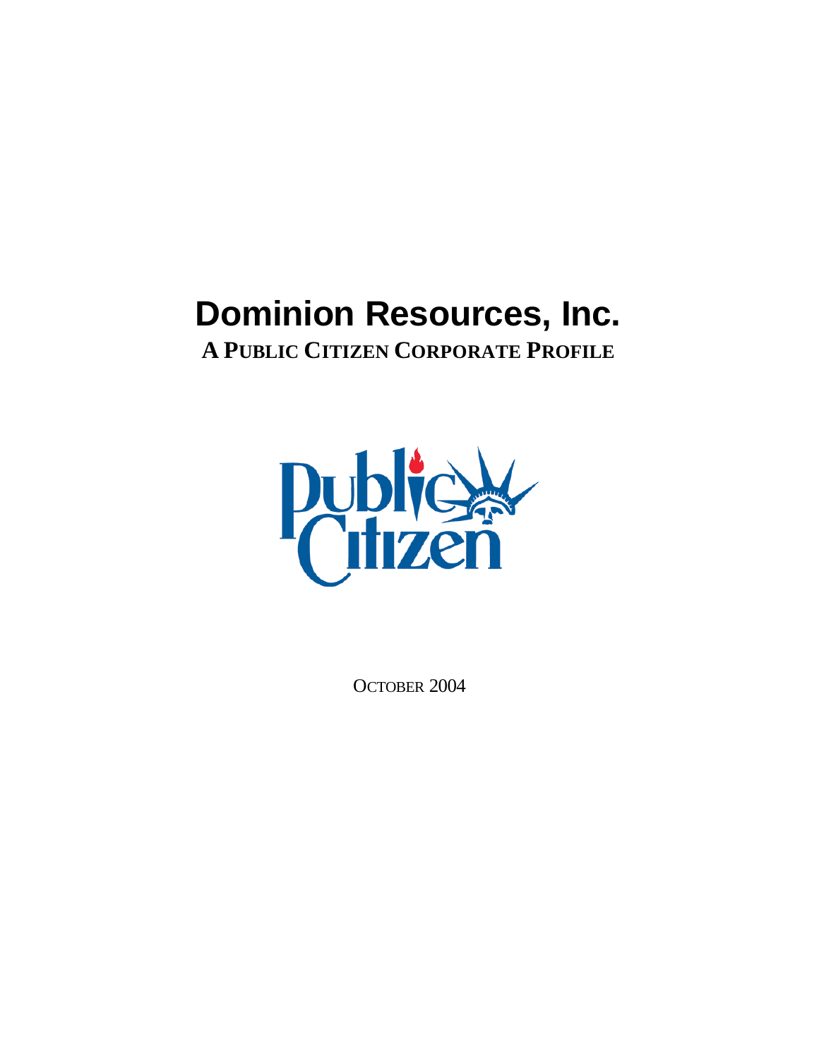# Dominion Resources, Inc.

## A PUBLIC CITIZEN CORPORATE PROFILE

OCTOBER 2004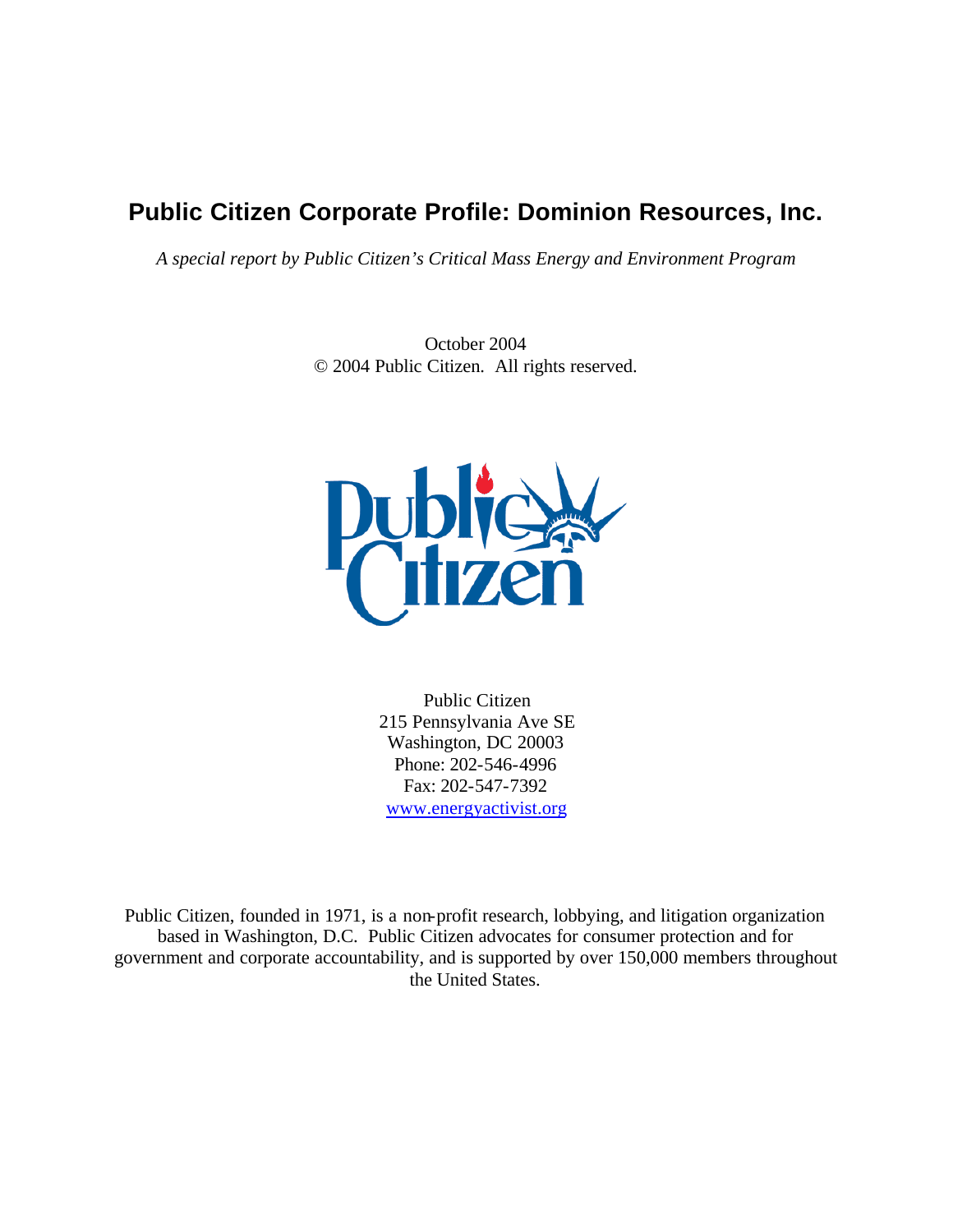# Public Citizen Corporate Profile: Dominion Resources, Inc.

*A special report by Public Citizen's Critical Mass Energy and Environment Program*

October 2004
© 2004 Public Citizen. All rights reserved.

Public Citizen
215 Pennsylvania Ave SE
Washington, DC 20003
Phone: 202-546-4996
Fax: 202-547-7392
www.energyactivist.org

Public Citizen, founded in 1971, is a non-profit research, lobbying, and litigation organization based in Washington, D.C. Public Citizen advocates for consumer protection and for government and corporate accountability, and is supported by over 150,000 members throughout the United States.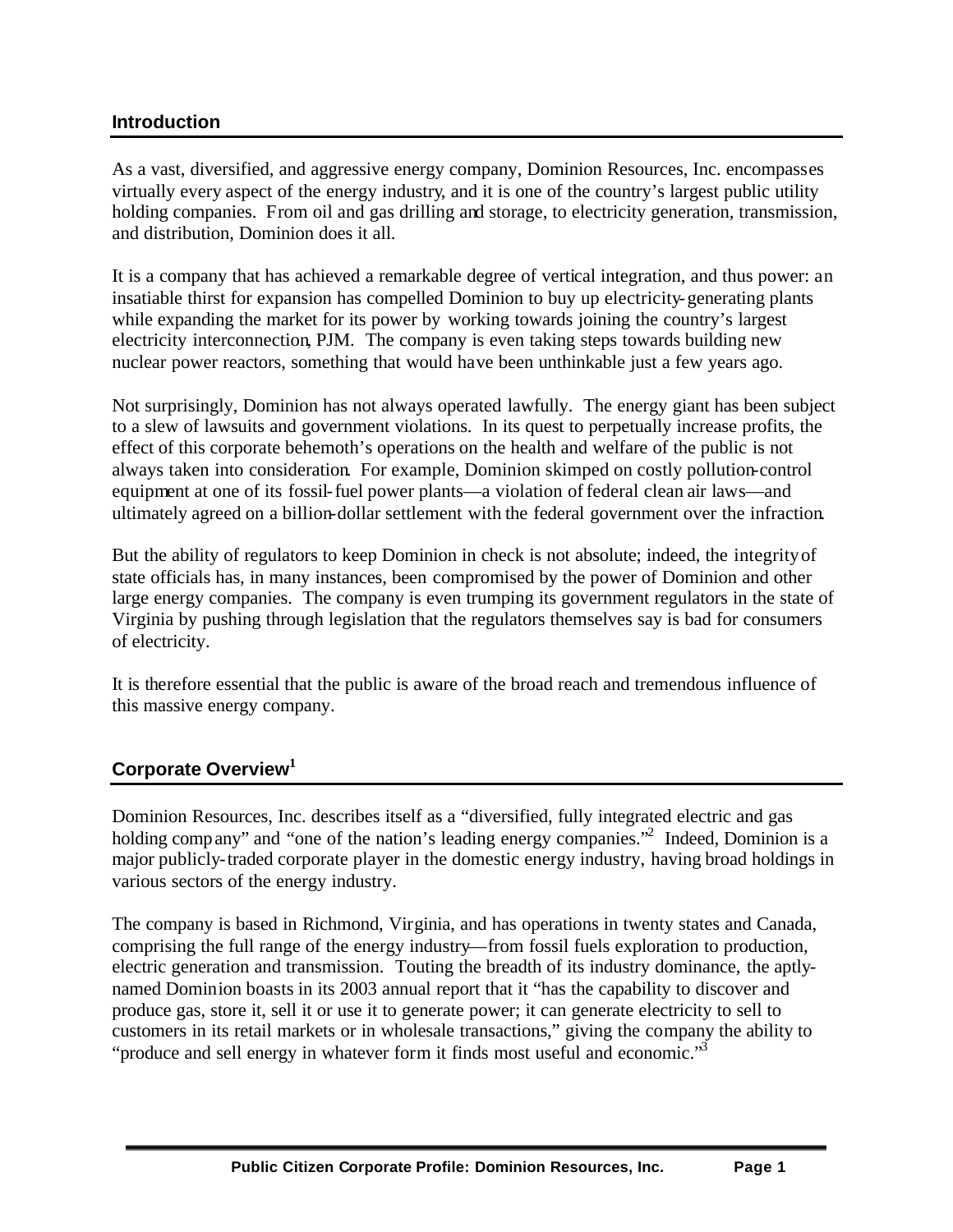## Introduction

As a vast, diversified, and aggressive energy company, Dominion Resources, Inc. encompasses virtually every aspect of the energy industry, and it is one of the country's largest public utility holding companies. From oil and gas drilling and storage, to electricity generation, transmission, and distribution, Dominion does it all.

It is a company that has achieved a remarkable degree of vertical integration, and thus power: an insatiable thirst for expansion has compelled Dominion to buy up electricity-generating plants while expanding the market for its power by working towards joining the country's largest electricity interconnection, PJM. The company is even taking steps towards building new nuclear power reactors, something that would have been unthinkable just a few years ago.

Not surprisingly, Dominion has not always operated lawfully. The energy giant has been subject to a slew of lawsuits and government violations. In its quest to perpetually increase profits, the effect of this corporate behemoth's operations on the health and welfare of the public is not always taken into consideration. For example, Dominion skimped on costly pollution-control equipment at one of its fossil-fuel power plants—a violation of federal clean air laws—and ultimately agreed on a billion-dollar settlement with the federal government over the infraction.

But the ability of regulators to keep Dominion in check is not absolute; indeed, the integrity of state officials has, in many instances, been compromised by the power of Dominion and other large energy companies. The company is even trumping its government regulators in the state of Virginia by pushing through legislation that the regulators themselves say is bad for consumers of electricity.

It is therefore essential that the public is aware of the broad reach and tremendous influence of this massive energy company.

## Corporate Overview[1]

Dominion Resources, Inc. describes itself as a "diversified, fully integrated electric and gas holding company" and "one of the nation's leading energy companies."[2] Indeed, Dominion is a major publicly-traded corporate player in the domestic energy industry, having broad holdings in various sectors of the energy industry.

The company is based in Richmond, Virginia, and has operations in twenty states and Canada, comprising the full range of the energy industry—from fossil fuels exploration to production, electric generation and transmission. Touting the breadth of its industry dominance, the aptly-named Dominion boasts in its 2003 annual report that it "has the capability to discover and produce gas, store it, sell it or use it to generate power; it can generate electricity to sell to customers in its retail markets or in wholesale transactions," giving the company the ability to "produce and sell energy in whatever form it finds most useful and economic."[3]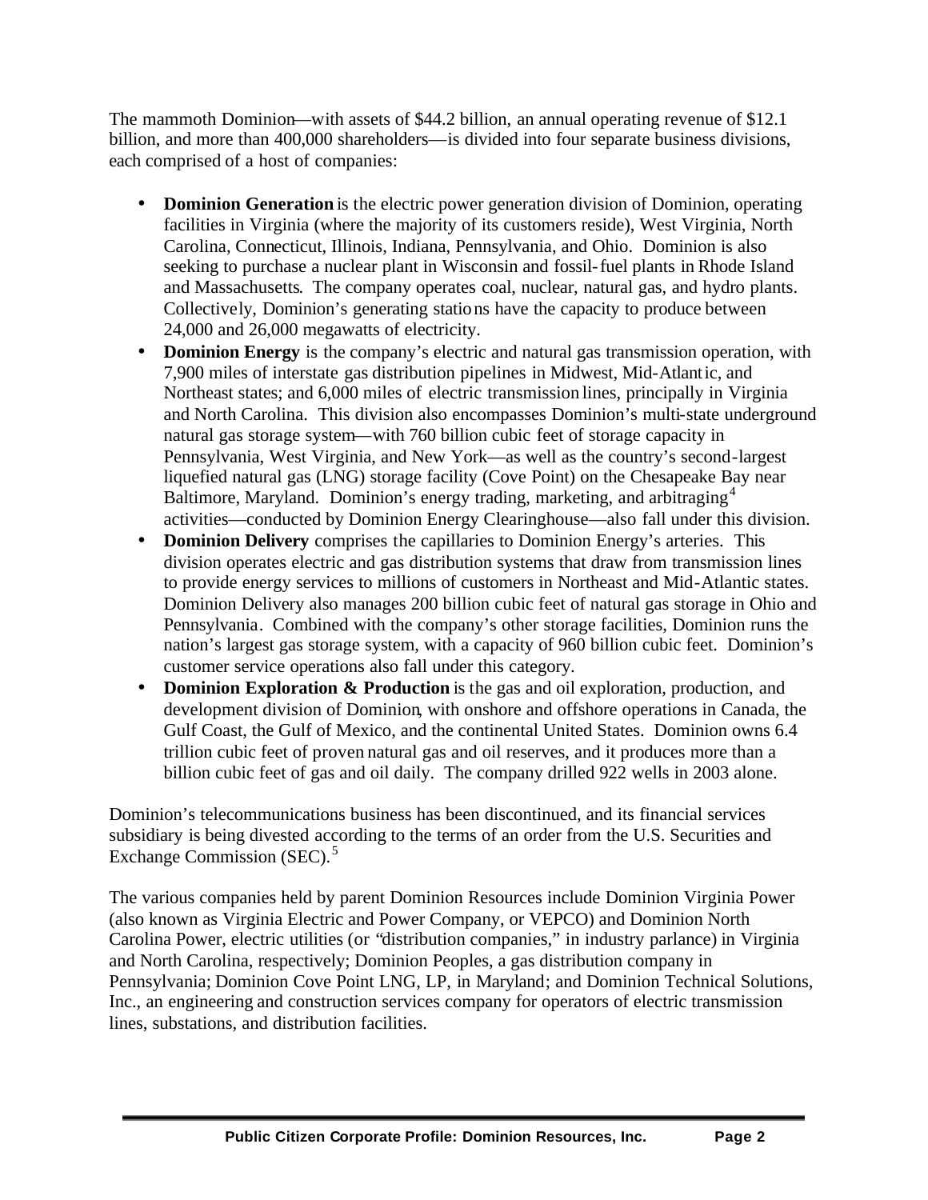The mammoth Dominion—with assets of $44.2 billion, an annual operating revenue of $12.1 billion, and more than 400,000 shareholders—is divided into four separate business divisions, each comprised of a host of companies:

- **Dominion Generation** is the electric power generation division of Dominion, operating facilities in Virginia (where the majority of its customers reside), West Virginia, North Carolina, Connecticut, Illinois, Indiana, Pennsylvania, and Ohio. Dominion is also seeking to purchase a nuclear plant in Wisconsin and fossil-fuel plants in Rhode Island and Massachusetts. The company operates coal, nuclear, natural gas, and hydro plants. Collectively, Dominion's generating stations have the capacity to produce between 24,000 and 26,000 megawatts of electricity.
- **Dominion Energy** is the company's electric and natural gas transmission operation, with 7,900 miles of interstate gas distribution pipelines in Midwest, Mid-Atlantic, and Northeast states; and 6,000 miles of electric transmission lines, principally in Virginia and North Carolina. This division also encompasses Dominion's multi-state underground natural gas storage system—with 760 billion cubic feet of storage capacity in Pennsylvania, West Virginia, and New York—as well as the country's second-largest liquefied natural gas (LNG) storage facility (Cove Point) on the Chesapeake Bay near Baltimore, Maryland. Dominion's energy trading, marketing, and arbitraging[4] activities—conducted by Dominion Energy Clearinghouse—also fall under this division.
- **Dominion Delivery** comprises the capillaries to Dominion Energy's arteries. This division operates electric and gas distribution systems that draw from transmission lines to provide energy services to millions of customers in Northeast and Mid-Atlantic states. Dominion Delivery also manages 200 billion cubic feet of natural gas storage in Ohio and Pennsylvania. Combined with the company's other storage facilities, Dominion runs the nation's largest gas storage system, with a capacity of 960 billion cubic feet. Dominion's customer service operations also fall under this category.
- **Dominion Exploration & Production** is the gas and oil exploration, production, and development division of Dominion, with onshore and offshore operations in Canada, the Gulf Coast, the Gulf of Mexico, and the continental United States. Dominion owns 6.4 trillion cubic feet of proven natural gas and oil reserves, and it produces more than a billion cubic feet of gas and oil daily. The company drilled 922 wells in 2003 alone.

Dominion's telecommunications business has been discontinued, and its financial services subsidiary is being divested according to the terms of an order from the U.S. Securities and Exchange Commission (SEC).[5]

The various companies held by parent Dominion Resources include Dominion Virginia Power (also known as Virginia Electric and Power Company, or VEPCO) and Dominion North Carolina Power, electric utilities (or "distribution companies," in industry parlance) in Virginia and North Carolina, respectively; Dominion Peoples, a gas distribution company in Pennsylvania; Dominion Cove Point LNG, LP, in Maryland; and Dominion Technical Solutions, Inc., an engineering and construction services company for operators of electric transmission lines, substations, and distribution facilities.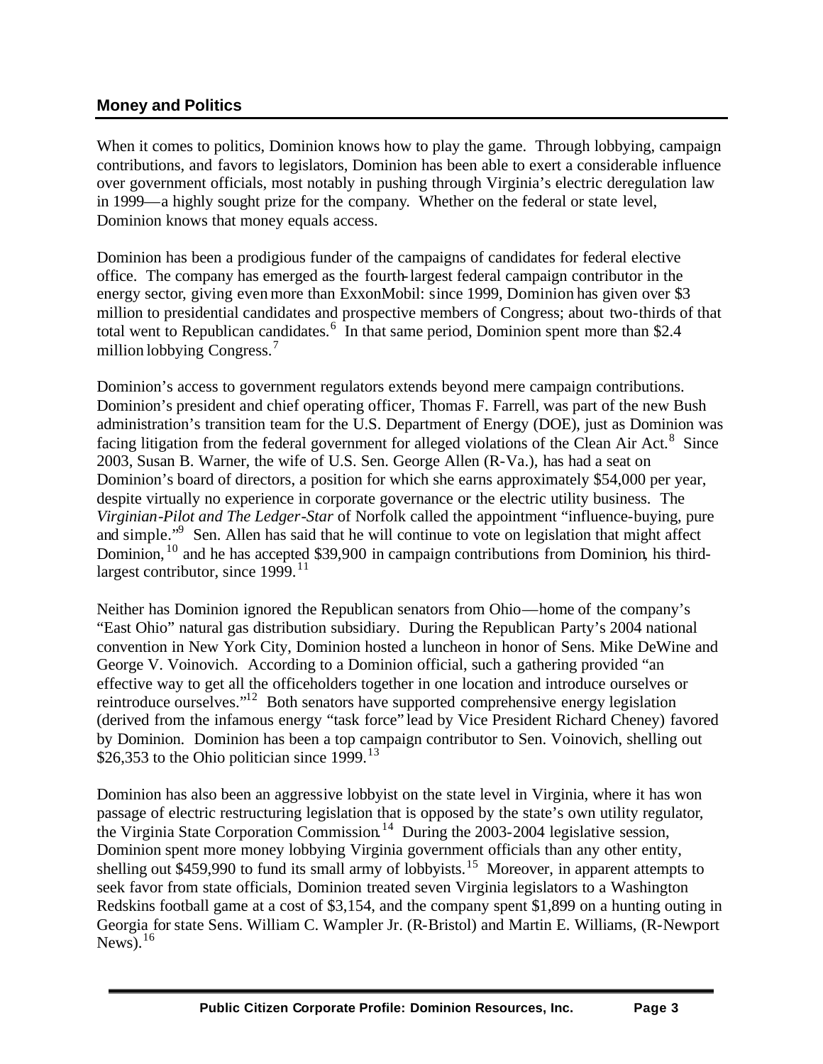## Money and Politics

When it comes to politics, Dominion knows how to play the game. Through lobbying, campaign contributions, and favors to legislators, Dominion has been able to exert a considerable influence over government officials, most notably in pushing through Virginia's electric deregulation law in 1999—a highly sought prize for the company. Whether on the federal or state level, Dominion knows that money equals access.

Dominion has been a prodigious funder of the campaigns of candidates for federal elective office. The company has emerged as the fourth-largest federal campaign contributor in the energy sector, giving even more than ExxonMobil: since 1999, Dominion has given over $3 million to presidential candidates and prospective members of Congress; about two-thirds of that total went to Republican candidates.[6] In that same period, Dominion spent more than $2.4 million lobbying Congress.[7]

Dominion's access to government regulators extends beyond mere campaign contributions. Dominion's president and chief operating officer, Thomas F. Farrell, was part of the new Bush administration's transition team for the U.S. Department of Energy (DOE), just as Dominion was facing litigation from the federal government for alleged violations of the Clean Air Act.[8] Since 2003, Susan B. Warner, the wife of U.S. Sen. George Allen (R-Va.), has had a seat on Dominion's board of directors, a position for which she earns approximately $54,000 per year, despite virtually no experience in corporate governance or the electric utility business. The *Virginian-Pilot and The Ledger-Star* of Norfolk called the appointment "influence-buying, pure and simple."[9] Sen. Allen has said that he will continue to vote on legislation that might affect Dominion,[10] and he has accepted $39,900 in campaign contributions from Dominion, his third-largest contributor, since 1999.[11]

Neither has Dominion ignored the Republican senators from Ohio—home of the company's "East Ohio" natural gas distribution subsidiary. During the Republican Party's 2004 national convention in New York City, Dominion hosted a luncheon in honor of Sens. Mike DeWine and George V. Voinovich. According to a Dominion official, such a gathering provided "an effective way to get all the officeholders together in one location and introduce ourselves or reintroduce ourselves."[12] Both senators have supported comprehensive energy legislation (derived from the infamous energy "task force" lead by Vice President Richard Cheney) favored by Dominion. Dominion has been a top campaign contributor to Sen. Voinovich, shelling out $26,353 to the Ohio politician since 1999.[13]

Dominion has also been an aggressive lobbyist on the state level in Virginia, where it has won passage of electric restructuring legislation that is opposed by the state's own utility regulator, the Virginia State Corporation Commission.[14] During the 2003-2004 legislative session, Dominion spent more money lobbying Virginia government officials than any other entity, shelling out $459,990 to fund its small army of lobbyists.[15] Moreover, in apparent attempts to seek favor from state officials, Dominion treated seven Virginia legislators to a Washington Redskins football game at a cost of $3,154, and the company spent $1,899 on a hunting outing in Georgia for state Sens. William C. Wampler Jr. (R-Bristol) and Martin E. Williams, (R-Newport News).[16]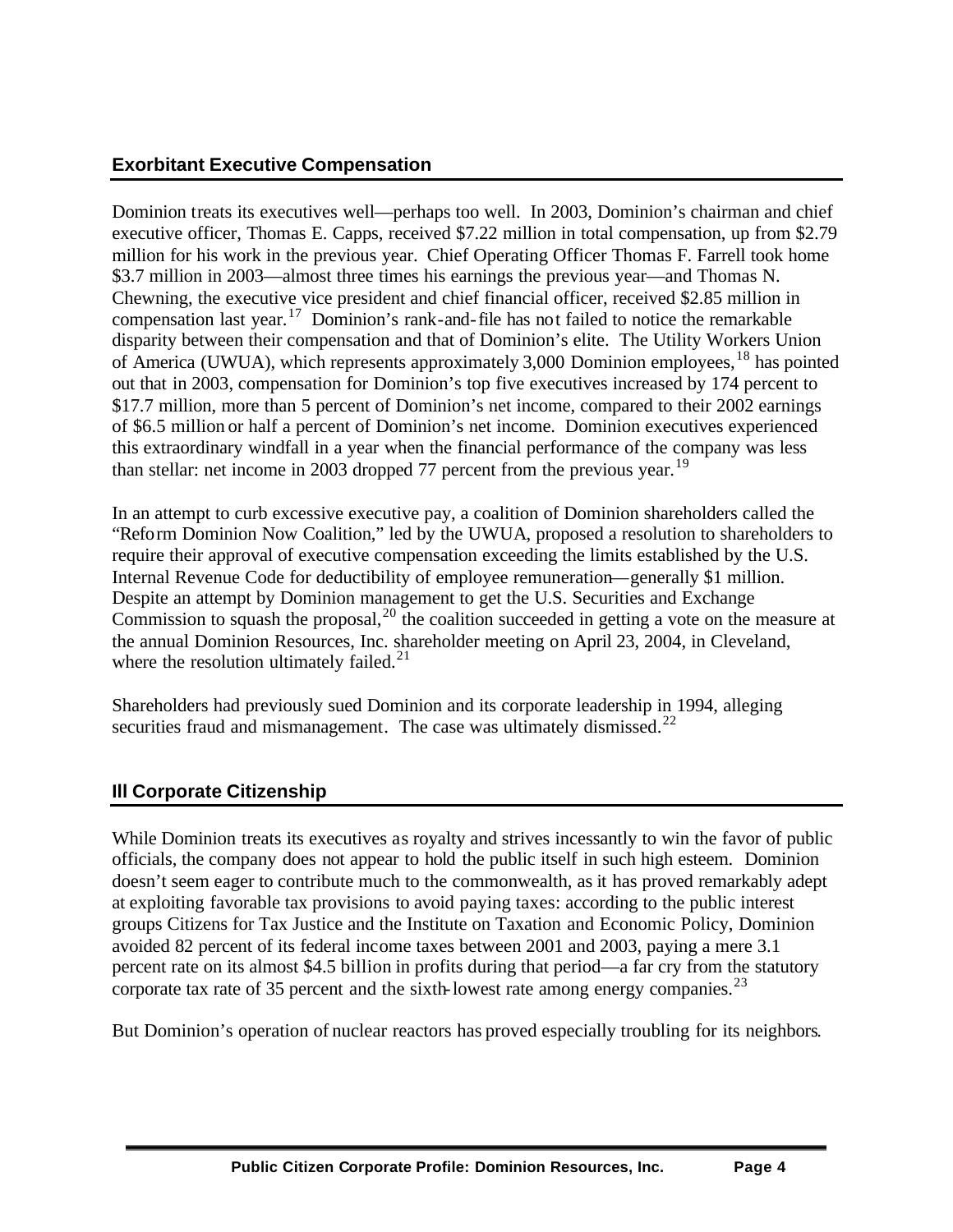## Exorbitant Executive Compensation

Dominion treats its executives well—perhaps too well. In 2003, Dominion's chairman and chief executive officer, Thomas E. Capps, received \$7.22 million in total compensation, up from \$2.79 million for his work in the previous year. Chief Operating Officer Thomas F. Farrell took home \$3.7 million in 2003—almost three times his earnings the previous year—and Thomas N. Chewning, the executive vice president and chief financial officer, received \$2.85 million in compensation last year.[17] Dominion's rank-and-file has not failed to notice the remarkable disparity between their compensation and that of Dominion's elite. The Utility Workers Union of America (UWUA), which represents approximately 3,000 Dominion employees,[18] has pointed out that in 2003, compensation for Dominion's top five executives increased by 174 percent to \$17.7 million, more than 5 percent of Dominion's net income, compared to their 2002 earnings of \$6.5 million or half a percent of Dominion's net income. Dominion executives experienced this extraordinary windfall in a year when the financial performance of the company was less than stellar: net income in 2003 dropped 77 percent from the previous year.[19]

In an attempt to curb excessive executive pay, a coalition of Dominion shareholders called the "Reform Dominion Now Coalition," led by the UWUA, proposed a resolution to shareholders to require their approval of executive compensation exceeding the limits established by the U.S. Internal Revenue Code for deductibility of employee remuneration—generally \$1 million. Despite an attempt by Dominion management to get the U.S. Securities and Exchange Commission to squash the proposal,[20] the coalition succeeded in getting a vote on the measure at the annual Dominion Resources, Inc. shareholder meeting on April 23, 2004, in Cleveland, where the resolution ultimately failed.[21]

Shareholders had previously sued Dominion and its corporate leadership in 1994, alleging securities fraud and mismanagement. The case was ultimately dismissed.[22]

## Ill Corporate Citizenship

While Dominion treats its executives as royalty and strives incessantly to win the favor of public officials, the company does not appear to hold the public itself in such high esteem. Dominion doesn't seem eager to contribute much to the commonwealth, as it has proved remarkably adept at exploiting favorable tax provisions to avoid paying taxes: according to the public interest groups Citizens for Tax Justice and the Institute on Taxation and Economic Policy, Dominion avoided 82 percent of its federal income taxes between 2001 and 2003, paying a mere 3.1 percent rate on its almost \$4.5 billion in profits during that period—a far cry from the statutory corporate tax rate of 35 percent and the sixth-lowest rate among energy companies.[23]

But Dominion's operation of nuclear reactors has proved especially troubling for its neighbors.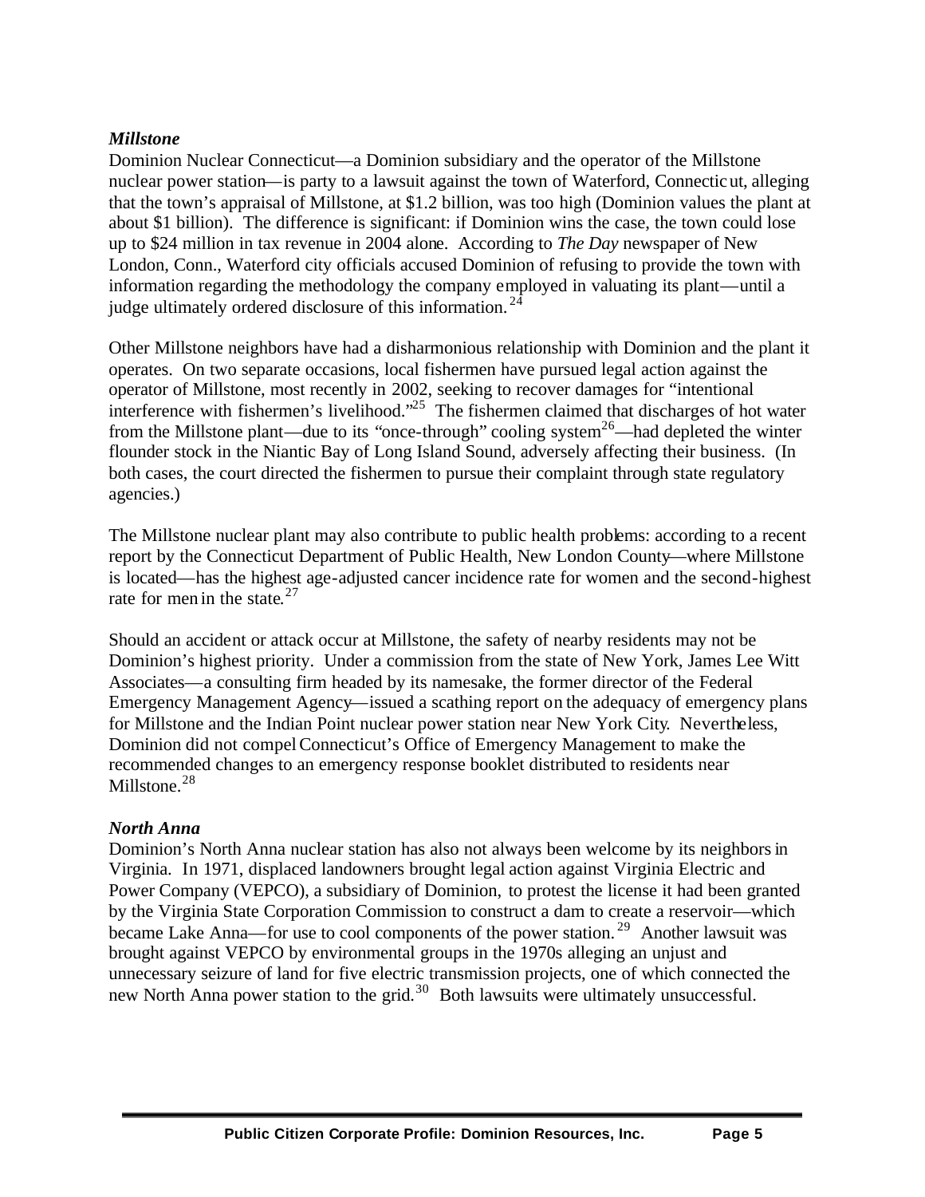***Millstone***

Dominion Nuclear Connecticut—a Dominion subsidiary and the operator of the Millstone nuclear power station—is party to a lawsuit against the town of Waterford, Connecticut, alleging that the town's appraisal of Millstone, at $1.2 billion, was too high (Dominion values the plant at about $1 billion). The difference is significant: if Dominion wins the case, the town could lose up to $24 million in tax revenue in 2004 alone. According to *The Day* newspaper of New London, Conn., Waterford city officials accused Dominion of refusing to provide the town with information regarding the methodology the company employed in valuating its plant—until a judge ultimately ordered disclosure of this information.[24]

Other Millstone neighbors have had a disharmonious relationship with Dominion and the plant it operates. On two separate occasions, local fishermen have pursued legal action against the operator of Millstone, most recently in 2002, seeking to recover damages for "intentional interference with fishermen's livelihood."[25] The fishermen claimed that discharges of hot water from the Millstone plant—due to its "once-through" cooling system[26]—had depleted the winter flounder stock in the Niantic Bay of Long Island Sound, adversely affecting their business. (In both cases, the court directed the fishermen to pursue their complaint through state regulatory agencies.)

The Millstone nuclear plant may also contribute to public health problems: according to a recent report by the Connecticut Department of Public Health, New London County—where Millstone is located—has the highest age-adjusted cancer incidence rate for women and the second-highest rate for men in the state.[27]

Should an accident or attack occur at Millstone, the safety of nearby residents may not be Dominion's highest priority. Under a commission from the state of New York, James Lee Witt Associates—a consulting firm headed by its namesake, the former director of the Federal Emergency Management Agency—issued a scathing report on the adequacy of emergency plans for Millstone and the Indian Point nuclear power station near New York City. Nevertheless, Dominion did not compel Connecticut's Office of Emergency Management to make the recommended changes to an emergency response booklet distributed to residents near Millstone.[28]

***North Anna***

Dominion's North Anna nuclear station has also not always been welcome by its neighbors in Virginia. In 1971, displaced landowners brought legal action against Virginia Electric and Power Company (VEPCO), a subsidiary of Dominion, to protest the license it had been granted by the Virginia State Corporation Commission to construct a dam to create a reservoir—which became Lake Anna—for use to cool components of the power station.[29] Another lawsuit was brought against VEPCO by environmental groups in the 1970s alleging an unjust and unnecessary seizure of land for five electric transmission projects, one of which connected the new North Anna power station to the grid.[30] Both lawsuits were ultimately unsuccessful.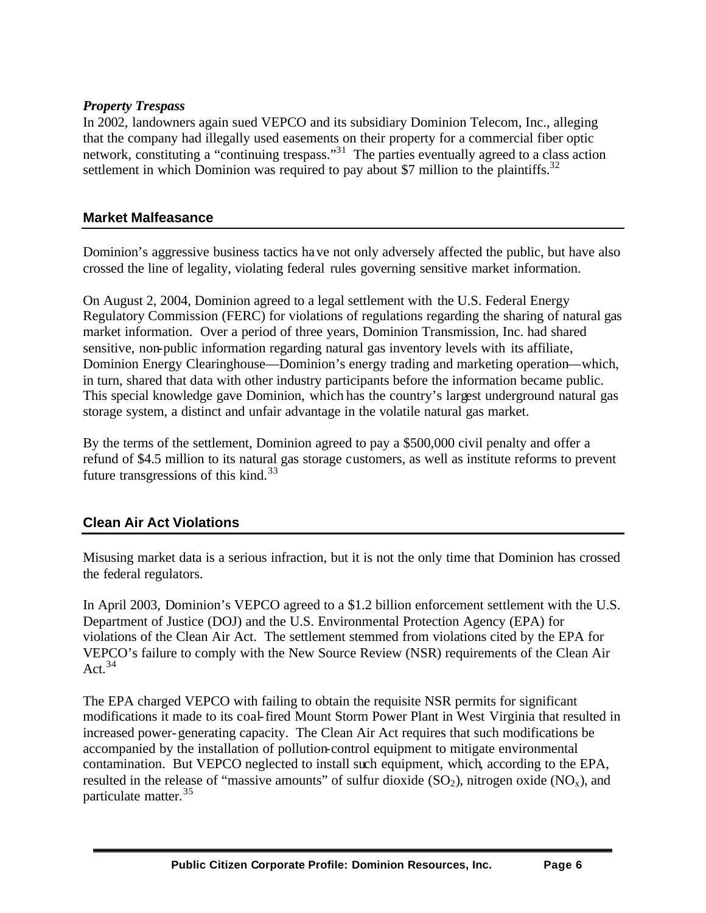***Property Trespass***

In 2002, landowners again sued VEPCO and its subsidiary Dominion Telecom, Inc., alleging that the company had illegally used easements on their property for a commercial fiber optic network, constituting a "continuing trespass."[31] The parties eventually agreed to a class action settlement in which Dominion was required to pay about $7 million to the plaintiffs.[32]

## Market Malfeasance

Dominion's aggressive business tactics have not only adversely affected the public, but have also crossed the line of legality, violating federal rules governing sensitive market information.

On August 2, 2004, Dominion agreed to a legal settlement with the U.S. Federal Energy Regulatory Commission (FERC) for violations of regulations regarding the sharing of natural gas market information. Over a period of three years, Dominion Transmission, Inc. had shared sensitive, non-public information regarding natural gas inventory levels with its affiliate, Dominion Energy Clearinghouse—Dominion's energy trading and marketing operation—which, in turn, shared that data with other industry participants before the information became public. This special knowledge gave Dominion, which has the country's largest underground natural gas storage system, a distinct and unfair advantage in the volatile natural gas market.

By the terms of the settlement, Dominion agreed to pay a $500,000 civil penalty and offer a refund of $4.5 million to its natural gas storage customers, as well as institute reforms to prevent future transgressions of this kind.[33]

## Clean Air Act Violations

Misusing market data is a serious infraction, but it is not the only time that Dominion has crossed the federal regulators.

In April 2003, Dominion's VEPCO agreed to a $1.2 billion enforcement settlement with the U.S. Department of Justice (DOJ) and the U.S. Environmental Protection Agency (EPA) for violations of the Clean Air Act. The settlement stemmed from violations cited by the EPA for VEPCO's failure to comply with the New Source Review (NSR) requirements of the Clean Air Act.[34]

The EPA charged VEPCO with failing to obtain the requisite NSR permits for significant modifications it made to its coal-fired Mount Storm Power Plant in West Virginia that resulted in increased power-generating capacity. The Clean Air Act requires that such modifications be accompanied by the installation of pollution-control equipment to mitigate environmental contamination. But VEPCO neglected to install such equipment, which, according to the EPA, resulted in the release of "massive amounts" of sulfur dioxide ($SO_2$), nitrogen oxide ($NO_x$), and particulate matter.[35]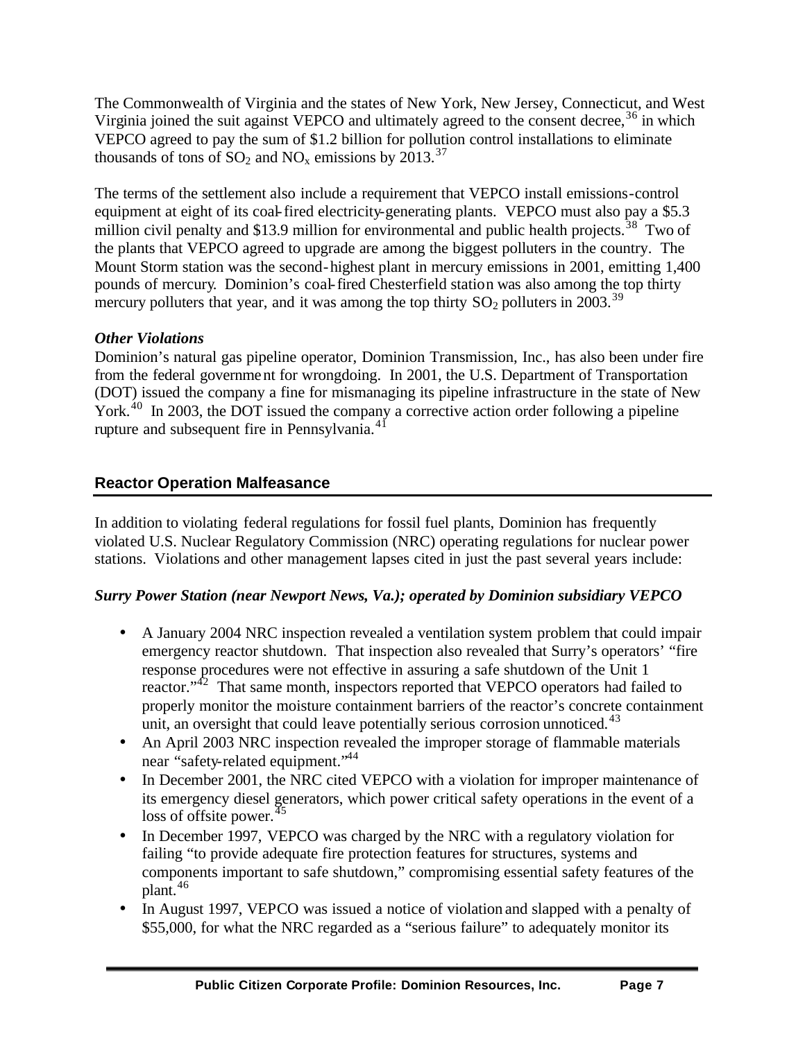The Commonwealth of Virginia and the states of New York, New Jersey, Connecticut, and West Virginia joined the suit against VEPCO and ultimately agreed to the consent decree,[36] in which VEPCO agreed to pay the sum of $1.2 billion for pollution control installations to eliminate thousands of tons of $SO_2$ and $NO_x$ emissions by 2013.[37]

The terms of the settlement also include a requirement that VEPCO install emissions-control equipment at eight of its coal-fired electricity-generating plants. VEPCO must also pay a $5.3 million civil penalty and $13.9 million for environmental and public health projects.[38] Two of the plants that VEPCO agreed to upgrade are among the biggest polluters in the country. The Mount Storm station was the second-highest plant in mercury emissions in 2001, emitting 1,400 pounds of mercury. Dominion's coal-fired Chesterfield station was also among the top thirty mercury polluters that year, and it was among the top thirty $SO_2$ polluters in 2003.[39]

***Other Violations***

Dominion's natural gas pipeline operator, Dominion Transmission, Inc., has also been under fire from the federal government for wrongdoing. In 2001, the U.S. Department of Transportation (DOT) issued the company a fine for mismanaging its pipeline infrastructure in the state of New York.[40] In 2003, the DOT issued the company a corrective action order following a pipeline rupture and subsequent fire in Pennsylvania.[41]

## Reactor Operation Malfeasance

In addition to violating federal regulations for fossil fuel plants, Dominion has frequently violated U.S. Nuclear Regulatory Commission (NRC) operating regulations for nuclear power stations. Violations and other management lapses cited in just the past several years include:

***Surry Power Station (near Newport News, Va.); operated by Dominion subsidiary VEPCO***

- A January 2004 NRC inspection revealed a ventilation system problem that could impair emergency reactor shutdown. That inspection also revealed that Surry's operators' "fire response procedures were not effective in assuring a safe shutdown of the Unit 1 reactor."[42] That same month, inspectors reported that VEPCO operators had failed to properly monitor the moisture containment barriers of the reactor's concrete containment unit, an oversight that could leave potentially serious corrosion unnoticed.[43]
- An April 2003 NRC inspection revealed the improper storage of flammable materials near "safety-related equipment."[44]
- In December 2001, the NRC cited VEPCO with a violation for improper maintenance of its emergency diesel generators, which power critical safety operations in the event of a loss of offsite power.[45]
- In December 1997, VEPCO was charged by the NRC with a regulatory violation for failing "to provide adequate fire protection features for structures, systems and components important to safe shutdown," compromising essential safety features of the plant.[46]
- In August 1997, VEPCO was issued a notice of violation and slapped with a penalty of $55,000, for what the NRC regarded as a "serious failure" to adequately monitor its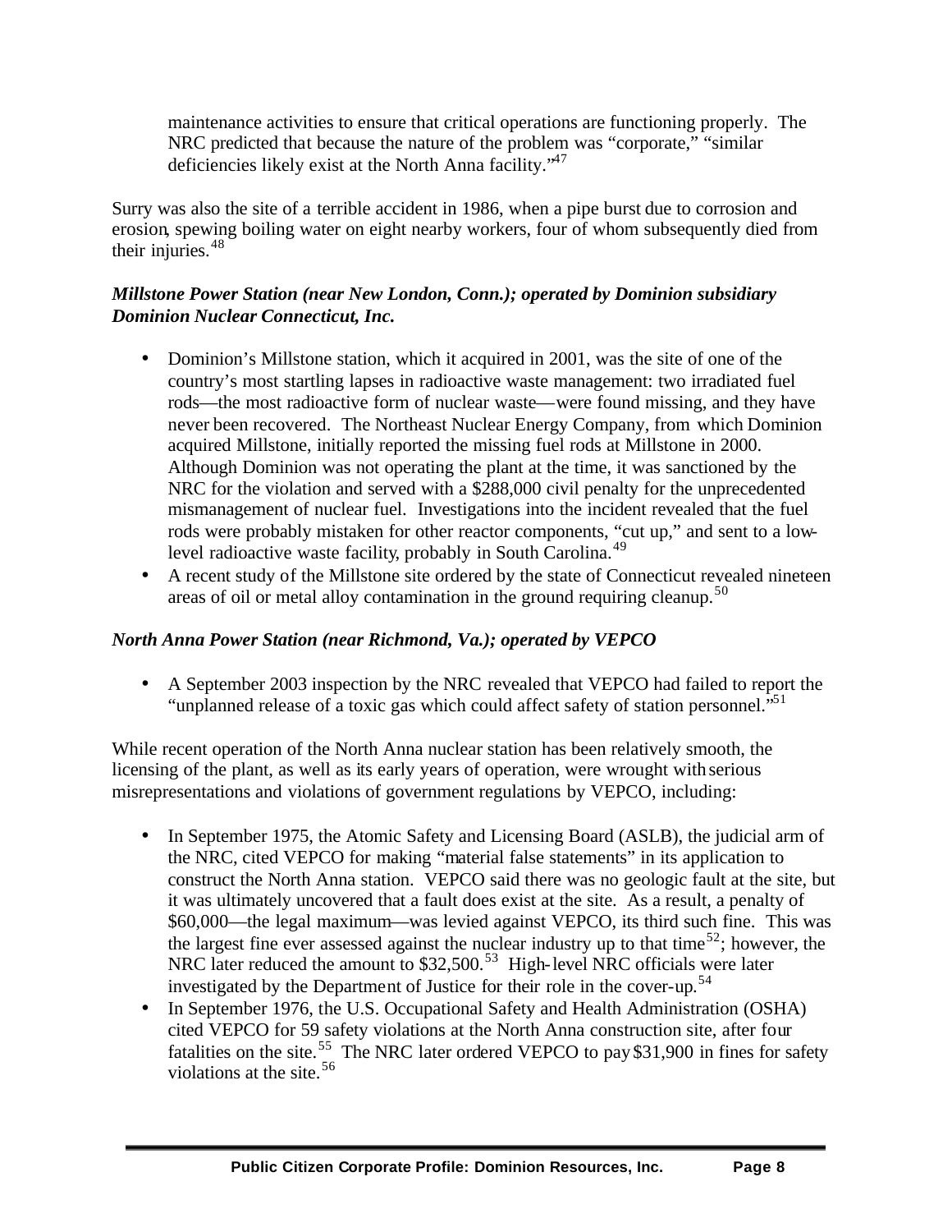maintenance activities to ensure that critical operations are functioning properly. The NRC predicted that because the nature of the problem was "corporate," "similar deficiencies likely exist at the North Anna facility."[47]

Surry was also the site of a terrible accident in 1986, when a pipe burst due to corrosion and erosion, spewing boiling water on eight nearby workers, four of whom subsequently died from their injuries.[48]

***Millstone Power Station (near New London, Conn.); operated by Dominion subsidiary Dominion Nuclear Connecticut, Inc.***

- Dominion's Millstone station, which it acquired in 2001, was the site of one of the country's most startling lapses in radioactive waste management: two irradiated fuel rods—the most radioactive form of nuclear waste—were found missing, and they have never been recovered. The Northeast Nuclear Energy Company, from which Dominion acquired Millstone, initially reported the missing fuel rods at Millstone in 2000. Although Dominion was not operating the plant at the time, it was sanctioned by the NRC for the violation and served with a $288,000 civil penalty for the unprecedented mismanagement of nuclear fuel. Investigations into the incident revealed that the fuel rods were probably mistaken for other reactor components, "cut up," and sent to a low-level radioactive waste facility, probably in South Carolina.[49]
- A recent study of the Millstone site ordered by the state of Connecticut revealed nineteen areas of oil or metal alloy contamination in the ground requiring cleanup.[50]

***North Anna Power Station (near Richmond, Va.); operated by VEPCO***

- A September 2003 inspection by the NRC revealed that VEPCO had failed to report the "unplanned release of a toxic gas which could affect safety of station personnel."[51]

While recent operation of the North Anna nuclear station has been relatively smooth, the licensing of the plant, as well as its early years of operation, were wrought with serious misrepresentations and violations of government regulations by VEPCO, including:

- In September 1975, the Atomic Safety and Licensing Board (ASLB), the judicial arm of the NRC, cited VEPCO for making "material false statements" in its application to construct the North Anna station. VEPCO said there was no geologic fault at the site, but it was ultimately uncovered that a fault does exist at the site. As a result, a penalty of $60,000—the legal maximum—was levied against VEPCO, its third such fine. This was the largest fine ever assessed against the nuclear industry up to that time[52]; however, the NRC later reduced the amount to $32,500.[53] High-level NRC officials were later investigated by the Department of Justice for their role in the cover-up.[54]
- In September 1976, the U.S. Occupational Safety and Health Administration (OSHA) cited VEPCO for 59 safety violations at the North Anna construction site, after four fatalities on the site.[55] The NRC later ordered VEPCO to pay $31,900 in fines for safety violations at the site.[56]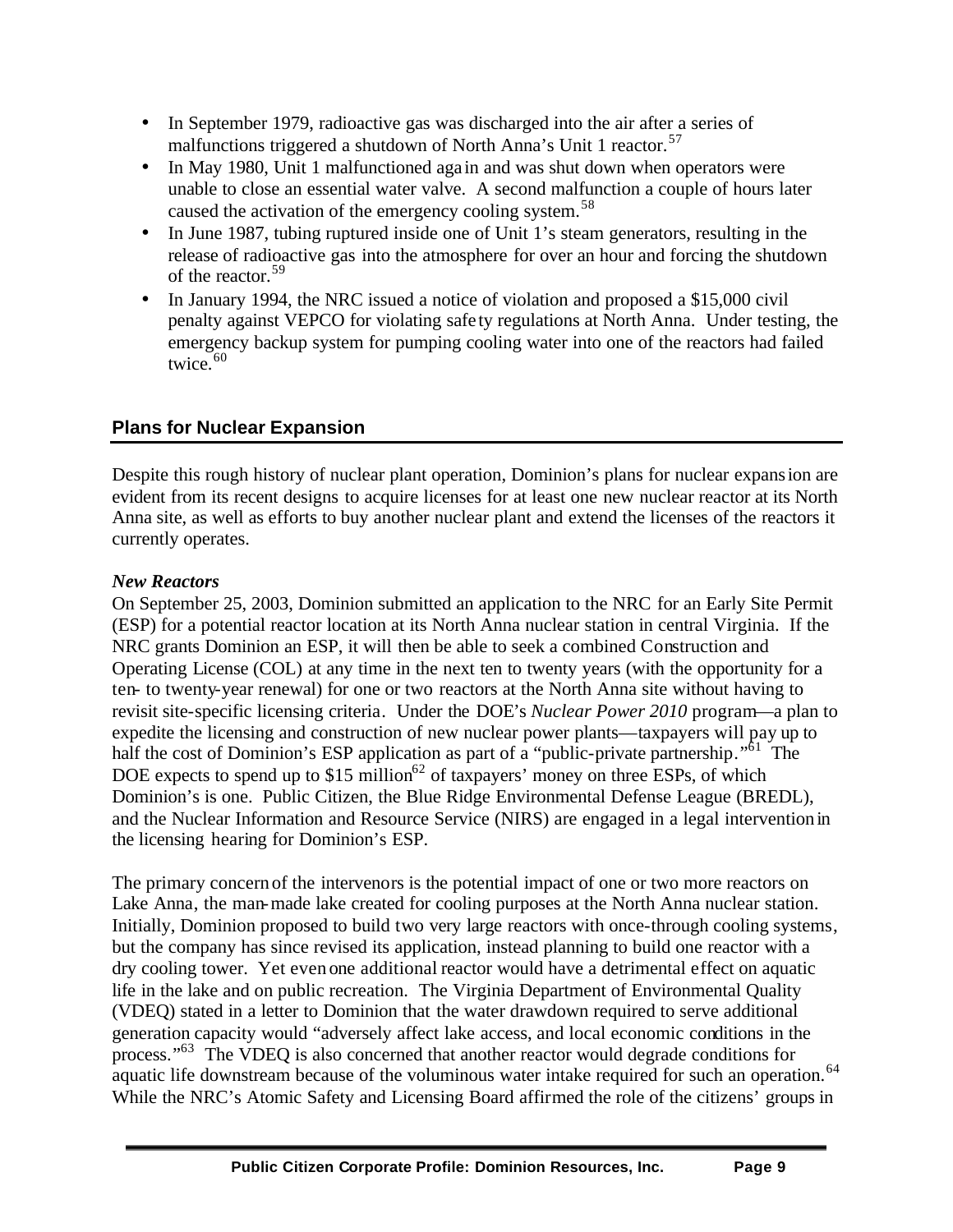- In September 1979, radioactive gas was discharged into the air after a series of malfunctions triggered a shutdown of North Anna's Unit 1 reactor.[57]
- In May 1980, Unit 1 malfunctioned again and was shut down when operators were unable to close an essential water valve. A second malfunction a couple of hours later caused the activation of the emergency cooling system.[58]
- In June 1987, tubing ruptured inside one of Unit 1's steam generators, resulting in the release of radioactive gas into the atmosphere for over an hour and forcing the shutdown of the reactor.[59]
- In January 1994, the NRC issued a notice of violation and proposed a $15,000 civil penalty against VEPCO for violating safety regulations at North Anna. Under testing, the emergency backup system for pumping cooling water into one of the reactors had failed twice.[60]

## Plans for Nuclear Expansion

Despite this rough history of nuclear plant operation, Dominion's plans for nuclear expansion are evident from its recent designs to acquire licenses for at least one new nuclear reactor at its North Anna site, as well as efforts to buy another nuclear plant and extend the licenses of the reactors it currently operates.

### *New Reactors*

On September 25, 2003, Dominion submitted an application to the NRC for an Early Site Permit (ESP) for a potential reactor location at its North Anna nuclear station in central Virginia. If the NRC grants Dominion an ESP, it will then be able to seek a combined Construction and Operating License (COL) at any time in the next ten to twenty years (with the opportunity for a ten- to twenty-year renewal) for one or two reactors at the North Anna site without having to revisit site-specific licensing criteria. Under the DOE's *Nuclear Power 2010* program—a plan to expedite the licensing and construction of new nuclear power plants—taxpayers will pay up to half the cost of Dominion's ESP application as part of a "public-private partnership."[61] The DOE expects to spend up to $15 million[62] of taxpayers' money on three ESPs, of which Dominion's is one. Public Citizen, the Blue Ridge Environmental Defense League (BREDL), and the Nuclear Information and Resource Service (NIRS) are engaged in a legal intervention in the licensing hearing for Dominion's ESP.

The primary concern of the intervenors is the potential impact of one or two more reactors on Lake Anna, the man-made lake created for cooling purposes at the North Anna nuclear station. Initially, Dominion proposed to build two very large reactors with once-through cooling systems, but the company has since revised its application, instead planning to build one reactor with a dry cooling tower. Yet even one additional reactor would have a detrimental effect on aquatic life in the lake and on public recreation. The Virginia Department of Environmental Quality (VDEQ) stated in a letter to Dominion that the water drawdown required to serve additional generation capacity would "adversely affect lake access, and local economic conditions in the process."[63] The VDEQ is also concerned that another reactor would degrade conditions for aquatic life downstream because of the voluminous water intake required for such an operation.[64] While the NRC's Atomic Safety and Licensing Board affirmed the role of the citizens' groups in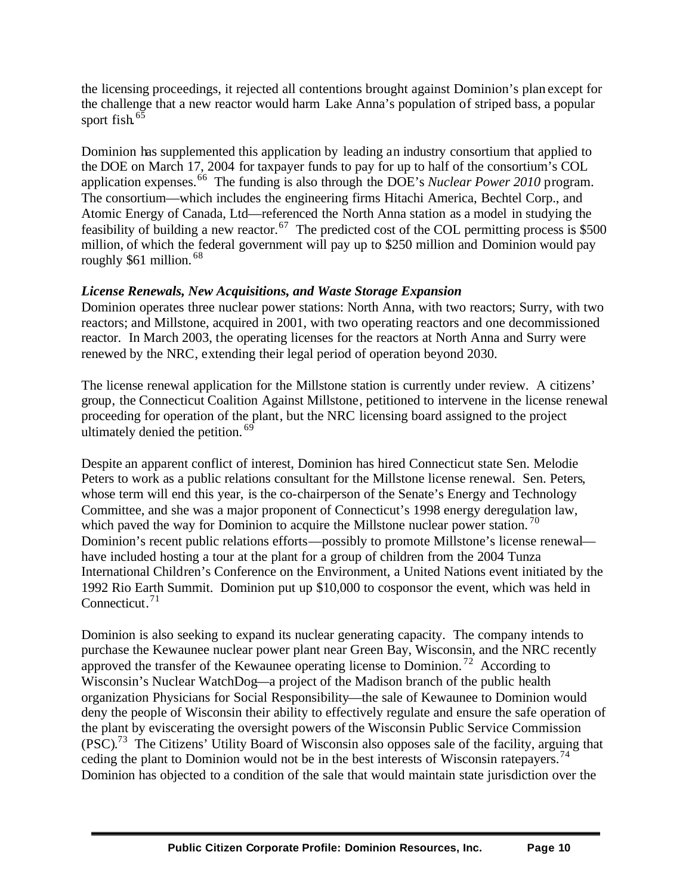the licensing proceedings, it rejected all contentions brought against Dominion's plan except for the challenge that a new reactor would harm Lake Anna's population of striped bass, a popular sport fish.[65]

Dominion has supplemented this application by leading an industry consortium that applied to the DOE on March 17, 2004 for taxpayer funds to pay for up to half of the consortium's COL application expenses.[66] The funding is also through the DOE's *Nuclear Power 2010* program. The consortium—which includes the engineering firms Hitachi America, Bechtel Corp., and Atomic Energy of Canada, Ltd—referenced the North Anna station as a model in studying the feasibility of building a new reactor.[67] The predicted cost of the COL permitting process is $500 million, of which the federal government will pay up to $250 million and Dominion would pay roughly $61 million.[68]

***License Renewals, New Acquisitions, and Waste Storage Expansion***

Dominion operates three nuclear power stations: North Anna, with two reactors; Surry, with two reactors; and Millstone, acquired in 2001, with two operating reactors and one decommissioned reactor. In March 2003, the operating licenses for the reactors at North Anna and Surry were renewed by the NRC, extending their legal period of operation beyond 2030.

The license renewal application for the Millstone station is currently under review. A citizens' group, the Connecticut Coalition Against Millstone, petitioned to intervene in the license renewal proceeding for operation of the plant, but the NRC licensing board assigned to the project ultimately denied the petition.[69]

Despite an apparent conflict of interest, Dominion has hired Connecticut state Sen. Melodie Peters to work as a public relations consultant for the Millstone license renewal. Sen. Peters, whose term will end this year, is the co-chairperson of the Senate's Energy and Technology Committee, and she was a major proponent of Connecticut's 1998 energy deregulation law, which paved the way for Dominion to acquire the Millstone nuclear power station.[70] Dominion's recent public relations efforts—possibly to promote Millstone's license renewal—have included hosting a tour at the plant for a group of children from the 2004 Tunza International Children's Conference on the Environment, a United Nations event initiated by the 1992 Rio Earth Summit. Dominion put up $10,000 to cosponsor the event, which was held in Connecticut.[71]

Dominion is also seeking to expand its nuclear generating capacity. The company intends to purchase the Kewaunee nuclear power plant near Green Bay, Wisconsin, and the NRC recently approved the transfer of the Kewaunee operating license to Dominion.[72] According to Wisconsin's Nuclear WatchDog—a project of the Madison branch of the public health organization Physicians for Social Responsibility—the sale of Kewaunee to Dominion would deny the people of Wisconsin their ability to effectively regulate and ensure the safe operation of the plant by eviscerating the oversight powers of the Wisconsin Public Service Commission (PSC).[73] The Citizens' Utility Board of Wisconsin also opposes sale of the facility, arguing that ceding the plant to Dominion would not be in the best interests of Wisconsin ratepayers.[74] Dominion has objected to a condition of the sale that would maintain state jurisdiction over the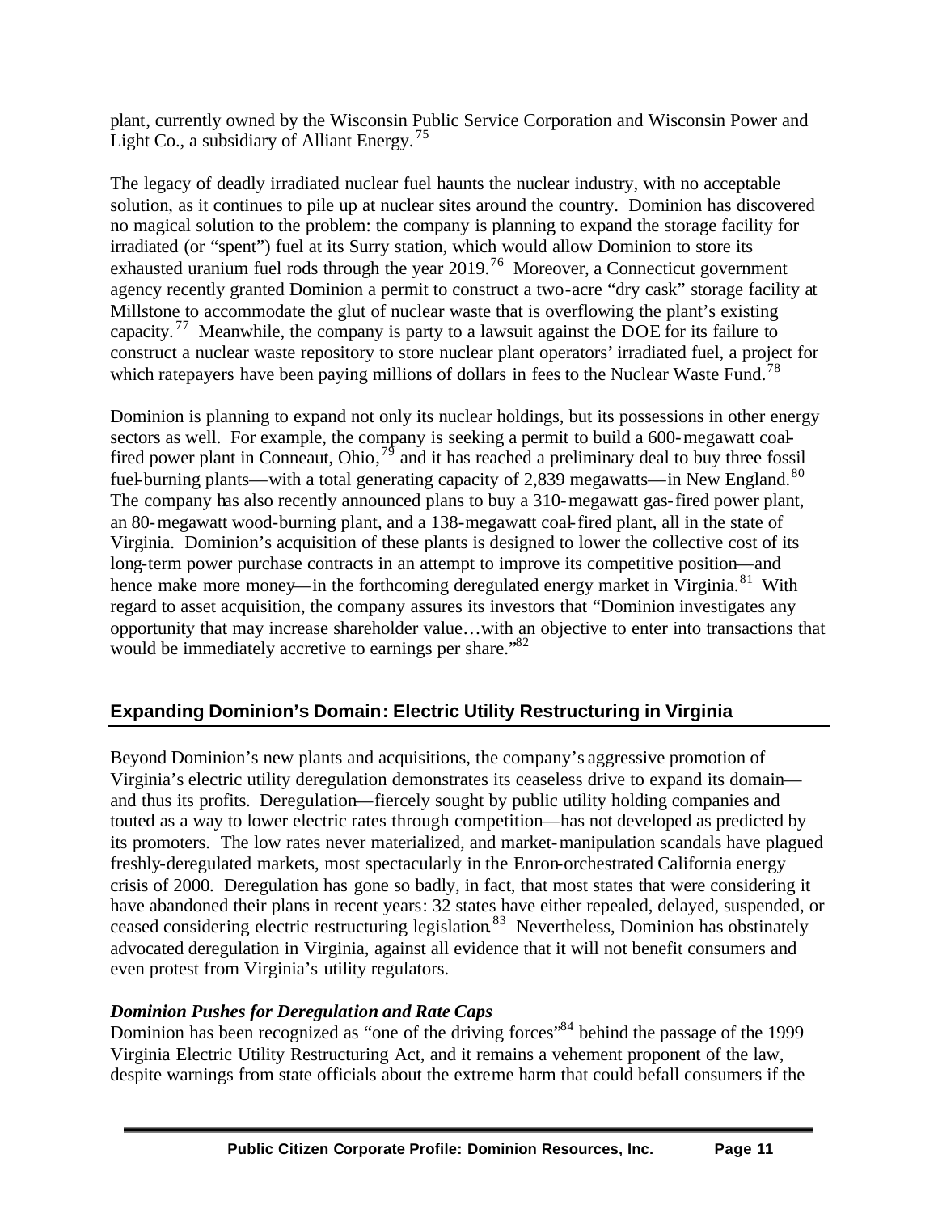plant, currently owned by the Wisconsin Public Service Corporation and Wisconsin Power and Light Co., a subsidiary of Alliant Energy.[75]

The legacy of deadly irradiated nuclear fuel haunts the nuclear industry, with no acceptable solution, as it continues to pile up at nuclear sites around the country. Dominion has discovered no magical solution to the problem: the company is planning to expand the storage facility for irradiated (or "spent") fuel at its Surry station, which would allow Dominion to store its exhausted uranium fuel rods through the year 2019.[76] Moreover, a Connecticut government agency recently granted Dominion a permit to construct a two-acre "dry cask" storage facility at Millstone to accommodate the glut of nuclear waste that is overflowing the plant's existing capacity.[77] Meanwhile, the company is party to a lawsuit against the DOE for its failure to construct a nuclear waste repository to store nuclear plant operators' irradiated fuel, a project for which ratepayers have been paying millions of dollars in fees to the Nuclear Waste Fund.[78]

Dominion is planning to expand not only its nuclear holdings, but its possessions in other energy sectors as well. For example, the company is seeking a permit to build a 600-megawatt coal-fired power plant in Conneaut, Ohio,[79] and it has reached a preliminary deal to buy three fossil fuel-burning plants—with a total generating capacity of 2,839 megawatts—in New England.[80] The company has also recently announced plans to buy a 310-megawatt gas-fired power plant, an 80-megawatt wood-burning plant, and a 138-megawatt coal-fired plant, all in the state of Virginia. Dominion's acquisition of these plants is designed to lower the collective cost of its long-term power purchase contracts in an attempt to improve its competitive position—and hence make more money—in the forthcoming deregulated energy market in Virginia.[81] With regard to asset acquisition, the company assures its investors that "Dominion investigates any opportunity that may increase shareholder value…with an objective to enter into transactions that would be immediately accretive to earnings per share."[82]

## Expanding Dominion's Domain: Electric Utility Restructuring in Virginia

Beyond Dominion's new plants and acquisitions, the company's aggressive promotion of Virginia's electric utility deregulation demonstrates its ceaseless drive to expand its domain—and thus its profits. Deregulation—fiercely sought by public utility holding companies and touted as a way to lower electric rates through competition—has not developed as predicted by its promoters. The low rates never materialized, and market-manipulation scandals have plagued freshly-deregulated markets, most spectacularly in the Enron-orchestrated California energy crisis of 2000. Deregulation has gone so badly, in fact, that most states that were considering it have abandoned their plans in recent years: 32 states have either repealed, delayed, suspended, or ceased considering electric restructuring legislation.[83] Nevertheless, Dominion has obstinately advocated deregulation in Virginia, against all evidence that it will not benefit consumers and even protest from Virginia's utility regulators.

### *Dominion Pushes for Deregulation and Rate Caps*

Dominion has been recognized as "one of the driving forces"[84] behind the passage of the 1999 Virginia Electric Utility Restructuring Act, and it remains a vehement proponent of the law, despite warnings from state officials about the extreme harm that could befall consumers if the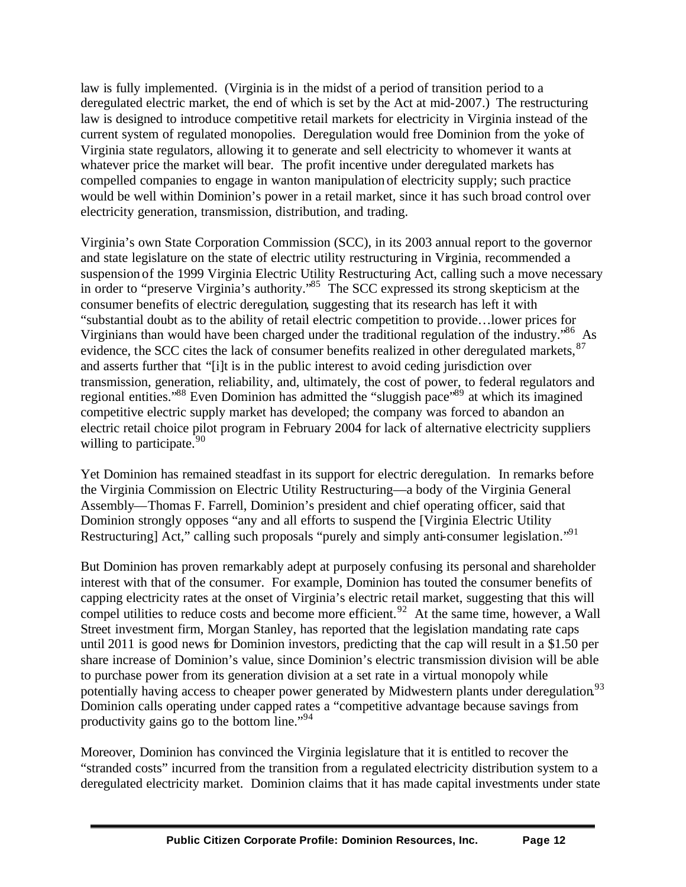law is fully implemented. (Virginia is in the midst of a period of transition period to a deregulated electric market, the end of which is set by the Act at mid-2007.) The restructuring law is designed to introduce competitive retail markets for electricity in Virginia instead of the current system of regulated monopolies. Deregulation would free Dominion from the yoke of Virginia state regulators, allowing it to generate and sell electricity to whomever it wants at whatever price the market will bear. The profit incentive under deregulated markets has compelled companies to engage in wanton manipulation of electricity supply; such practice would be well within Dominion's power in a retail market, since it has such broad control over electricity generation, transmission, distribution, and trading.

Virginia's own State Corporation Commission (SCC), in its 2003 annual report to the governor and state legislature on the state of electric utility restructuring in Virginia, recommended a suspension of the 1999 Virginia Electric Utility Restructuring Act, calling such a move necessary in order to "preserve Virginia's authority."[85] The SCC expressed its strong skepticism at the consumer benefits of electric deregulation, suggesting that its research has left it with "substantial doubt as to the ability of retail electric competition to provide…lower prices for Virginians than would have been charged under the traditional regulation of the industry."[86] As evidence, the SCC cites the lack of consumer benefits realized in other deregulated markets,[87] and asserts further that "[i]t is in the public interest to avoid ceding jurisdiction over transmission, generation, reliability, and, ultimately, the cost of power, to federal regulators and regional entities."[88] Even Dominion has admitted the "sluggish pace"[89] at which its imagined competitive electric supply market has developed; the company was forced to abandon an electric retail choice pilot program in February 2004 for lack of alternative electricity suppliers willing to participate.[90]

Yet Dominion has remained steadfast in its support for electric deregulation. In remarks before the Virginia Commission on Electric Utility Restructuring—a body of the Virginia General Assembly—Thomas F. Farrell, Dominion's president and chief operating officer, said that Dominion strongly opposes "any and all efforts to suspend the [Virginia Electric Utility Restructuring] Act," calling such proposals "purely and simply anti-consumer legislation."[91]

But Dominion has proven remarkably adept at purposely confusing its personal and shareholder interest with that of the consumer. For example, Dominion has touted the consumer benefits of capping electricity rates at the onset of Virginia's electric retail market, suggesting that this will compel utilities to reduce costs and become more efficient.[92] At the same time, however, a Wall Street investment firm, Morgan Stanley, has reported that the legislation mandating rate caps until 2011 is good news for Dominion investors, predicting that the cap will result in a $1.50 per share increase of Dominion's value, since Dominion's electric transmission division will be able to purchase power from its generation division at a set rate in a virtual monopoly while potentially having access to cheaper power generated by Midwestern plants under deregulation.[93] Dominion calls operating under capped rates a "competitive advantage because savings from productivity gains go to the bottom line."[94]

Moreover, Dominion has convinced the Virginia legislature that it is entitled to recover the "stranded costs" incurred from the transition from a regulated electricity distribution system to a deregulated electricity market. Dominion claims that it has made capital investments under state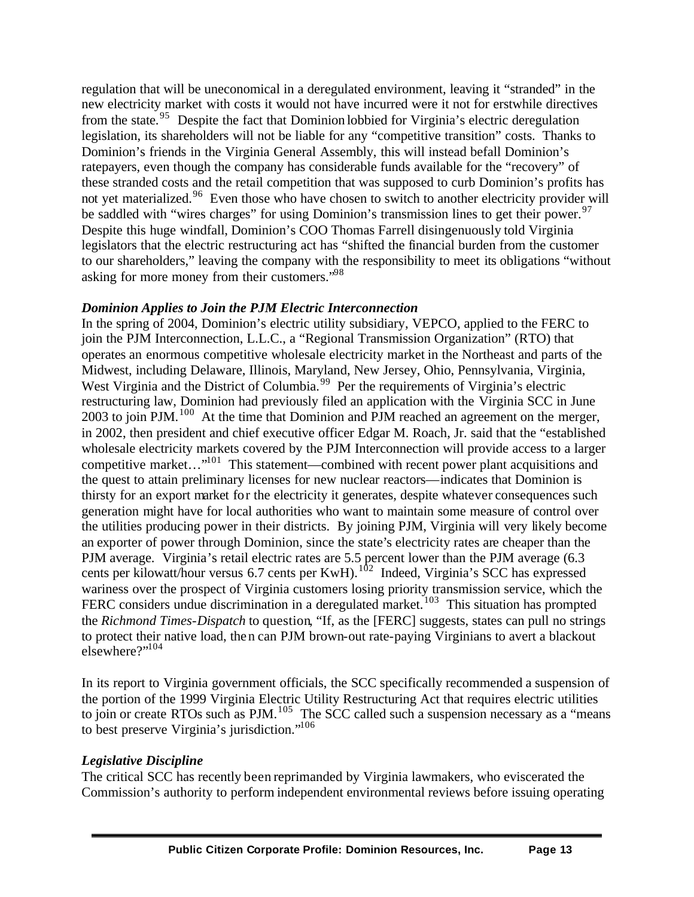regulation that will be uneconomical in a deregulated environment, leaving it "stranded" in the new electricity market with costs it would not have incurred were it not for erstwhile directives from the state.[95] Despite the fact that Dominion lobbied for Virginia's electric deregulation legislation, its shareholders will not be liable for any "competitive transition" costs. Thanks to Dominion's friends in the Virginia General Assembly, this will instead befall Dominion's ratepayers, even though the company has considerable funds available for the "recovery" of these stranded costs and the retail competition that was supposed to curb Dominion's profits has not yet materialized.[96] Even those who have chosen to switch to another electricity provider will be saddled with "wires charges" for using Dominion's transmission lines to get their power.[97] Despite this huge windfall, Dominion's COO Thomas Farrell disingenuously told Virginia legislators that the electric restructuring act has "shifted the financial burden from the customer to our shareholders," leaving the company with the responsibility to meet its obligations "without asking for more money from their customers."[98]

### *Dominion Applies to Join the PJM Electric Interconnection*

In the spring of 2004, Dominion's electric utility subsidiary, VEPCO, applied to the FERC to join the PJM Interconnection, L.L.C., a "Regional Transmission Organization" (RTO) that operates an enormous competitive wholesale electricity market in the Northeast and parts of the Midwest, including Delaware, Illinois, Maryland, New Jersey, Ohio, Pennsylvania, Virginia, West Virginia and the District of Columbia.[99] Per the requirements of Virginia's electric restructuring law, Dominion had previously filed an application with the Virginia SCC in June 2003 to join PJM.[100] At the time that Dominion and PJM reached an agreement on the merger, in 2002, then president and chief executive officer Edgar M. Roach, Jr. said that the "established wholesale electricity markets covered by the PJM Interconnection will provide access to a larger competitive market…"[101] This statement—combined with recent power plant acquisitions and the quest to attain preliminary licenses for new nuclear reactors—indicates that Dominion is thirsty for an export market for the electricity it generates, despite whatever consequences such generation might have for local authorities who want to maintain some measure of control over the utilities producing power in their districts. By joining PJM, Virginia will very likely become an exporter of power through Dominion, since the state's electricity rates are cheaper than the PJM average. Virginia's retail electric rates are 5.5 percent lower than the PJM average (6.3 cents per kilowatt/hour versus 6.7 cents per KwH).[102] Indeed, Virginia's SCC has expressed wariness over the prospect of Virginia customers losing priority transmission service, which the FERC considers undue discrimination in a deregulated market.[103] This situation has prompted the *Richmond Times-Dispatch* to question, "If, as the [FERC] suggests, states can pull no strings to protect their native load, then can PJM brown-out rate-paying Virginians to avert a blackout elsewhere?"[104]

In its report to Virginia government officials, the SCC specifically recommended a suspension of the portion of the 1999 Virginia Electric Utility Restructuring Act that requires electric utilities to join or create RTOs such as PJM.[105] The SCC called such a suspension necessary as a "means to best preserve Virginia's jurisdiction."[106]

### *Legislative Discipline*

The critical SCC has recently been reprimanded by Virginia lawmakers, who eviscerated the Commission's authority to perform independent environmental reviews before issuing operating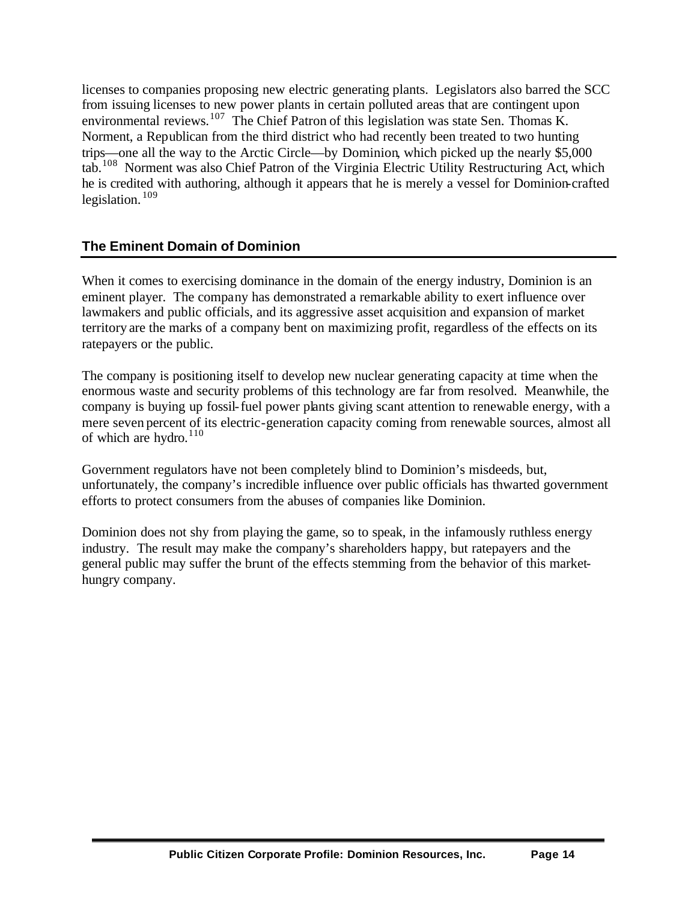licenses to companies proposing new electric generating plants. Legislators also barred the SCC from issuing licenses to new power plants in certain polluted areas that are contingent upon environmental reviews.[107] The Chief Patron of this legislation was state Sen. Thomas K. Norment, a Republican from the third district who had recently been treated to two hunting trips—one all the way to the Arctic Circle—by Dominion, which picked up the nearly $5,000 tab.[108] Norment was also Chief Patron of the Virginia Electric Utility Restructuring Act, which he is credited with authoring, although it appears that he is merely a vessel for Dominion-crafted legislation.[109]

## The Eminent Domain of Dominion

When it comes to exercising dominance in the domain of the energy industry, Dominion is an eminent player. The company has demonstrated a remarkable ability to exert influence over lawmakers and public officials, and its aggressive asset acquisition and expansion of market territory are the marks of a company bent on maximizing profit, regardless of the effects on its ratepayers or the public.

The company is positioning itself to develop new nuclear generating capacity at time when the enormous waste and security problems of this technology are far from resolved. Meanwhile, the company is buying up fossil-fuel power plants giving scant attention to renewable energy, with a mere seven percent of its electric-generation capacity coming from renewable sources, almost all of which are hydro.[110]

Government regulators have not been completely blind to Dominion's misdeeds, but, unfortunately, the company's incredible influence over public officials has thwarted government efforts to protect consumers from the abuses of companies like Dominion.

Dominion does not shy from playing the game, so to speak, in the infamously ruthless energy industry. The result may make the company's shareholders happy, but ratepayers and the general public may suffer the brunt of the effects stemming from the behavior of this market-hungry company.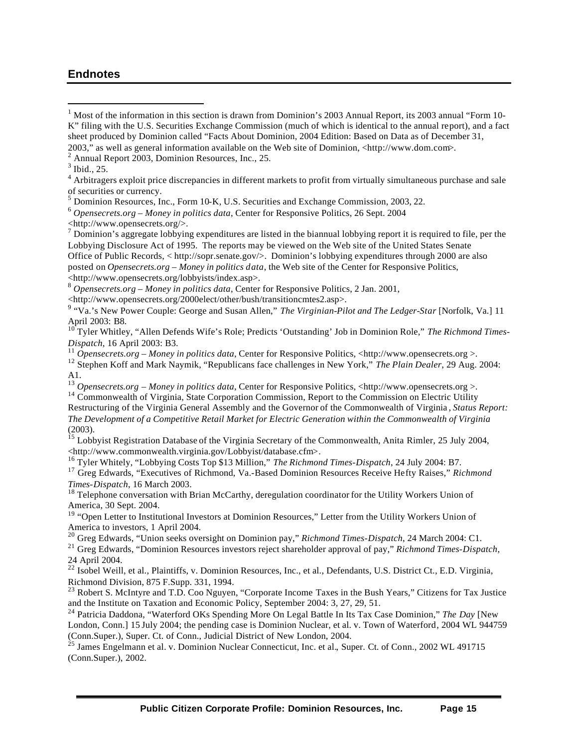## Endnotes

[1] Most of the information in this section is drawn from Dominion's 2003 Annual Report, its 2003 annual "Form 10-K" filing with the U.S. Securities Exchange Commission (much of which is identical to the annual report), and a fact sheet produced by Dominion called "Facts About Dominion, 2004 Edition: Based on Data as of December 31, 2003," as well as general information available on the Web site of Dominion, <http://www.dom.com>.

[2] Annual Report 2003, Dominion Resources, Inc., 25.

[3] Ibid., 25.

[4] Arbitragers exploit price discrepancies in different markets to profit from virtually simultaneous purchase and sale of securities or currency.

[5] Dominion Resources, Inc., Form 10-K, U.S. Securities and Exchange Commission, 2003, 22.

[6] *Opensecrets.org – Money in politics data*, Center for Responsive Politics, 26 Sept. 2004 <http://www.opensecrets.org/>.

[7] Dominion's aggregate lobbying expenditures are listed in the biannual lobbying report it is required to file, per the Lobbying Disclosure Act of 1995. The reports may be viewed on the Web site of the United States Senate Office of Public Records, < http://sopr.senate.gov/>. Dominion's lobbying expenditures through 2000 are also posted on *Opensecrets.org – Money in politics data*, the Web site of the Center for Responsive Politics, <http://www.opensecrets.org/lobbyists/index.asp>.

[8] *Opensecrets.org – Money in politics data*, Center for Responsive Politics, 2 Jan. 2001, <http://www.opensecrets.org/2000elect/other/bush/transitioncmtes2.asp>.

[9] "Va.'s New Power Couple: George and Susan Allen," *The Virginian-Pilot and The Ledger-Star* [Norfolk, Va.] 11 April 2003: B8.

[10] Tyler Whitley, "Allen Defends Wife's Role; Predicts 'Outstanding' Job in Dominion Role," *The Richmond Times-Dispatch*, 16 April 2003: B3.

[11] *Opensecrets.org – Money in politics data*, Center for Responsive Politics, <http://www.opensecrets.org >.

[12] Stephen Koff and Mark Naymik, "Republicans face challenges in New York," *The Plain Dealer*, 29 Aug. 2004: A1.

[13] *Opensecrets.org – Money in politics data*, Center for Responsive Politics, <http://www.opensecrets.org >.

[14] Commonwealth of Virginia, State Corporation Commission, Report to the Commission on Electric Utility Restructuring of the Virginia General Assembly and the Governor of the Commonwealth of Virginia, *Status Report: The Development of a Competitive Retail Market for Electric Generation within the Commonwealth of Virginia* (2003).

[15] Lobbyist Registration Database of the Virginia Secretary of the Commonwealth, Anita Rimler, 25 July 2004, <http://www.commonwealth.virginia.gov/Lobbyist/database.cfm>.

[16] Tyler Whitely, "Lobbying Costs Top $13 Million," *The Richmond Times-Dispatch*, 24 July 2004: B7.

[17] Greg Edwards, "Executives of Richmond, Va.-Based Dominion Resources Receive Hefty Raises," *Richmond Times-Dispatch*, 16 March 2003.

[18] Telephone conversation with Brian McCarthy, deregulation coordinator for the Utility Workers Union of America, 30 Sept. 2004.

[19] "Open Letter to Institutional Investors at Dominion Resources," Letter from the Utility Workers Union of America to investors, 1 April 2004.

[20] Greg Edwards, "Union seeks oversight on Dominion pay," *Richmond Times-Dispatch*, 24 March 2004: C1.

[21] Greg Edwards, "Dominion Resources investors reject shareholder approval of pay," *Richmond Times-Dispatch*, 24 April 2004.

[22] Isobel Weill, et al., Plaintiffs, v. Dominion Resources, Inc., et al., Defendants, U.S. District Ct., E.D. Virginia, Richmond Division, 875 F.Supp. 331, 1994.

[23] Robert S. McIntyre and T.D. Coo Nguyen, "Corporate Income Taxes in the Bush Years," Citizens for Tax Justice and the Institute on Taxation and Economic Policy, September 2004: 3, 27, 29, 51.

[24] Patricia Daddona, "Waterford OKs Spending More On Legal Battle In Its Tax Case Dominion," *The Day* [New London, Conn.] 15 July 2004; the pending case is Dominion Nuclear, et al. v. Town of Waterford, 2004 WL 944759 (Conn.Super.), Super. Ct. of Conn., Judicial District of New London, 2004.

[25] James Engelmann et al. v. Dominion Nuclear Connecticut, Inc. et al., Super. Ct. of Conn., 2002 WL 491715 (Conn.Super.), 2002.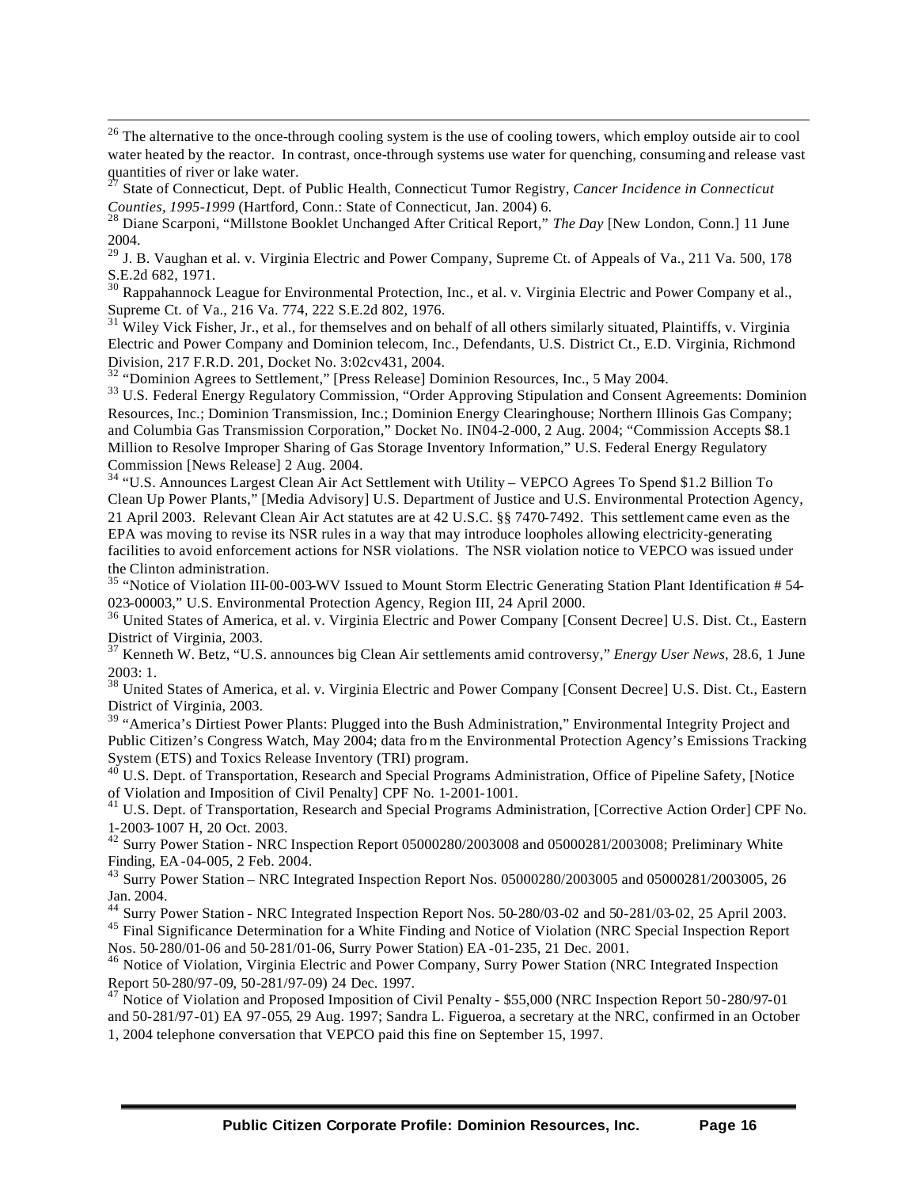[26] The alternative to the once-through cooling system is the use of cooling towers, which employ outside air to cool water heated by the reactor. In contrast, once-through systems use water for quenching, consuming and release vast quantities of river or lake water.

[27] State of Connecticut, Dept. of Public Health, Connecticut Tumor Registry, *Cancer Incidence in Connecticut Counties, 1995-1999* (Hartford, Conn.: State of Connecticut, Jan. 2004) 6.

[28] Diane Scarponi, "Millstone Booklet Unchanged After Critical Report," *The Day* [New London, Conn.] 11 June 2004.

[29] J. B. Vaughan et al. v. Virginia Electric and Power Company, Supreme Ct. of Appeals of Va., 211 Va. 500, 178 S.E.2d 682, 1971.

[30] Rappahannock League for Environmental Protection, Inc., et al. v. Virginia Electric and Power Company et al., Supreme Ct. of Va., 216 Va. 774, 222 S.E.2d 802, 1976.

[31] Wiley Vick Fisher, Jr., et al., for themselves and on behalf of all others similarly situated, Plaintiffs, v. Virginia Electric and Power Company and Dominion telecom, Inc., Defendants, U.S. District Ct., E.D. Virginia, Richmond Division, 217 F.R.D. 201, Docket No. 3:02cv431, 2004.

[32] "Dominion Agrees to Settlement," [Press Release] Dominion Resources, Inc., 5 May 2004.

[33] U.S. Federal Energy Regulatory Commission, "Order Approving Stipulation and Consent Agreements: Dominion Resources, Inc.; Dominion Transmission, Inc.; Dominion Energy Clearinghouse; Northern Illinois Gas Company; and Columbia Gas Transmission Corporation," Docket No. IN04-2-000, 2 Aug. 2004; "Commission Accepts $8.1 Million to Resolve Improper Sharing of Gas Storage Inventory Information," U.S. Federal Energy Regulatory Commission [News Release] 2 Aug. 2004.

[34] "U.S. Announces Largest Clean Air Act Settlement with Utility – VEPCO Agrees To Spend $1.2 Billion To Clean Up Power Plants," [Media Advisory] U.S. Department of Justice and U.S. Environmental Protection Agency, 21 April 2003. Relevant Clean Air Act statutes are at 42 U.S.C. §§ 7470-7492. This settlement came even as the EPA was moving to revise its NSR rules in a way that may introduce loopholes allowing electricity-generating facilities to avoid enforcement actions for NSR violations. The NSR violation notice to VEPCO was issued under the Clinton administration.

[35] "Notice of Violation III-00-003-WV Issued to Mount Storm Electric Generating Station Plant Identification # 54-023-00003," U.S. Environmental Protection Agency, Region III, 24 April 2000.

[36] United States of America, et al. v. Virginia Electric and Power Company [Consent Decree] U.S. Dist. Ct., Eastern District of Virginia, 2003.

[37] Kenneth W. Betz, "U.S. announces big Clean Air settlements amid controversy," *Energy User News*, 28.6, 1 June 2003: 1.

[38] United States of America, et al. v. Virginia Electric and Power Company [Consent Decree] U.S. Dist. Ct., Eastern District of Virginia, 2003.

[39] "America's Dirtiest Power Plants: Plugged into the Bush Administration," Environmental Integrity Project and Public Citizen's Congress Watch, May 2004; data from the Environmental Protection Agency's Emissions Tracking System (ETS) and Toxics Release Inventory (TRI) program.

[40] U.S. Dept. of Transportation, Research and Special Programs Administration, Office of Pipeline Safety, [Notice of Violation and Imposition of Civil Penalty] CPF No. 1-2001-1001.

[41] U.S. Dept. of Transportation, Research and Special Programs Administration, [Corrective Action Order] CPF No. 1-2003-1007 H, 20 Oct. 2003.

[42] Surry Power Station - NRC Inspection Report 05000280/2003008 and 05000281/2003008; Preliminary White Finding, EA-04-005, 2 Feb. 2004.

[43] Surry Power Station – NRC Integrated Inspection Report Nos. 05000280/2003005 and 05000281/2003005, 26 Jan. 2004.

[44] Surry Power Station - NRC Integrated Inspection Report Nos. 50-280/03-02 and 50-281/03-02, 25 April 2003.

[45] Final Significance Determination for a White Finding and Notice of Violation (NRC Special Inspection Report Nos. 50-280/01-06 and 50-281/01-06, Surry Power Station) EA-01-235, 21 Dec. 2001.

[46] Notice of Violation, Virginia Electric and Power Company, Surry Power Station (NRC Integrated Inspection Report 50-280/97-09, 50-281/97-09) 24 Dec. 1997.

[47] Notice of Violation and Proposed Imposition of Civil Penalty - $55,000 (NRC Inspection Report 50-280/97-01 and 50-281/97-01) EA 97-055, 29 Aug. 1997; Sandra L. Figueroa, a secretary at the NRC, confirmed in an October 1, 2004 telephone conversation that VEPCO paid this fine on September 15, 1997.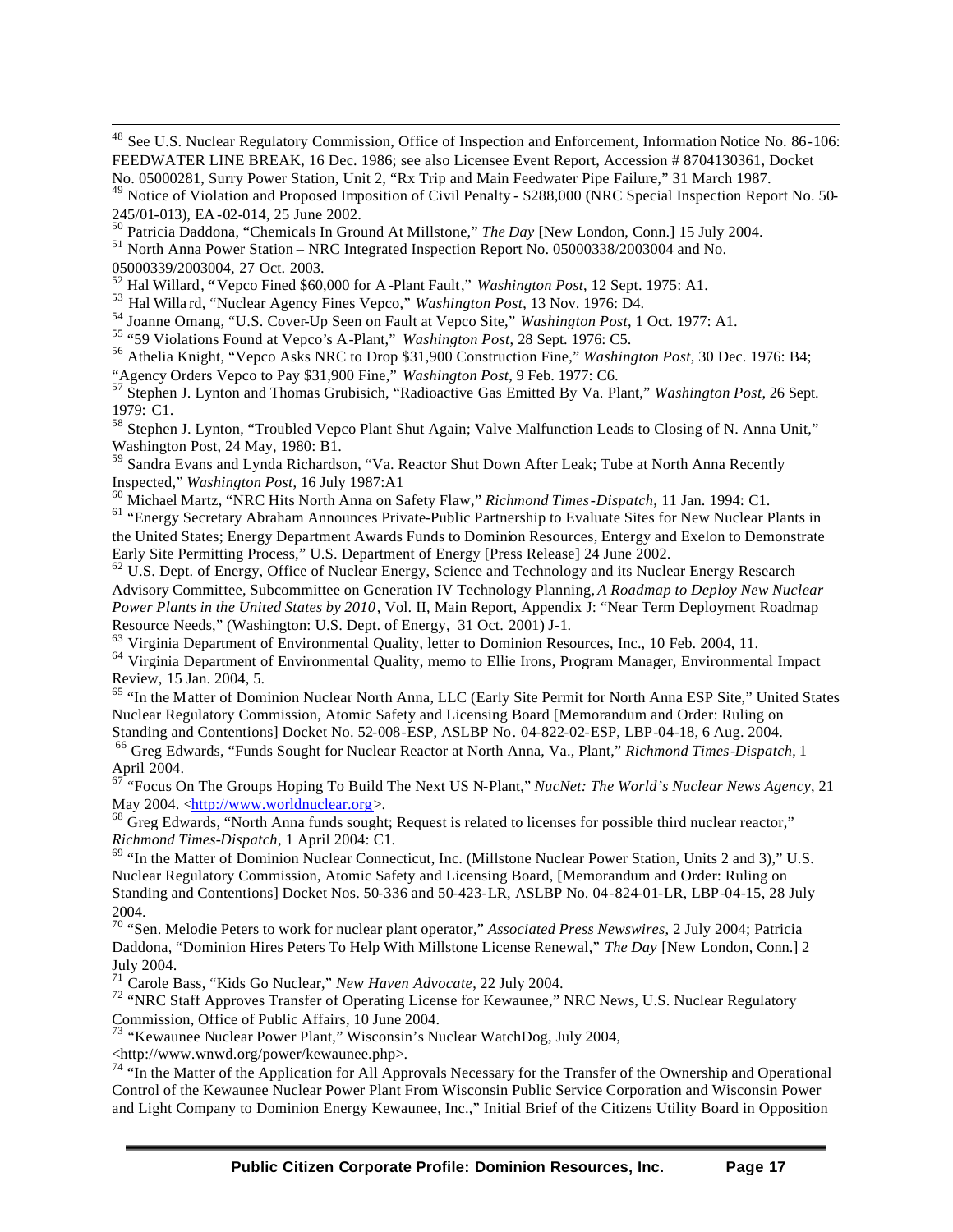[48] See U.S. Nuclear Regulatory Commission, Office of Inspection and Enforcement, Information Notice No. 86-106: FEEDWATER LINE BREAK, 16 Dec. 1986; see also Licensee Event Report, Accession # 8704130361, Docket No. 05000281, Surry Power Station, Unit 2, "Rx Trip and Main Feedwater Pipe Failure," 31 March 1987.

[49] Notice of Violation and Proposed Imposition of Civil Penalty - $288,000 (NRC Special Inspection Report No. 50-245/01-013), EA-02-014, 25 June 2002.

[50] Patricia Daddona, "Chemicals In Ground At Millstone," *The Day* [New London, Conn.] 15 July 2004.

[51] North Anna Power Station – NRC Integrated Inspection Report No. 05000338/2003004 and No. 05000339/2003004, 27 Oct. 2003.

[52] Hal Willard, "Vepco Fined $60,000 for A-Plant Fault," *Washington Post*, 12 Sept. 1975: A1.

[53] Hal Willard, "Nuclear Agency Fines Vepco," *Washington Post*, 13 Nov. 1976: D4.

[54] Joanne Omang, "U.S. Cover-Up Seen on Fault at Vepco Site," *Washington Post*, 1 Oct. 1977: A1.

[55] "59 Violations Found at Vepco's A-Plant," *Washington Post*, 28 Sept. 1976: C5.

[56] Athelia Knight, "Vepco Asks NRC to Drop $31,900 Construction Fine," *Washington Post*, 30 Dec. 1976: B4; "Agency Orders Vepco to Pay $31,900 Fine," *Washington Post*, 9 Feb. 1977: C6.

[57] Stephen J. Lynton and Thomas Grubisich, "Radioactive Gas Emitted By Va. Plant," *Washington Post*, 26 Sept. 1979: C1.

[58] Stephen J. Lynton, "Troubled Vepco Plant Shut Again; Valve Malfunction Leads to Closing of N. Anna Unit," Washington Post, 24 May, 1980: B1.

[59] Sandra Evans and Lynda Richardson, "Va. Reactor Shut Down After Leak; Tube at North Anna Recently Inspected," *Washington Post*, 16 July 1987:A1

[60] Michael Martz, "NRC Hits North Anna on Safety Flaw," *Richmond Times-Dispatch*, 11 Jan. 1994: C1.

[61] "Energy Secretary Abraham Announces Private-Public Partnership to Evaluate Sites for New Nuclear Plants in the United States; Energy Department Awards Funds to Dominion Resources, Entergy and Exelon to Demonstrate Early Site Permitting Process," U.S. Department of Energy [Press Release] 24 June 2002.

[62] U.S. Dept. of Energy, Office of Nuclear Energy, Science and Technology and its Nuclear Energy Research Advisory Committee, Subcommittee on Generation IV Technology Planning, *A Roadmap to Deploy New Nuclear Power Plants in the United States by 2010*, Vol. II, Main Report, Appendix J: "Near Term Deployment Roadmap Resource Needs," (Washington: U.S. Dept. of Energy, 31 Oct. 2001) J-1.

[63] Virginia Department of Environmental Quality, letter to Dominion Resources, Inc., 10 Feb. 2004, 11.

[64] Virginia Department of Environmental Quality, memo to Ellie Irons, Program Manager, Environmental Impact Review, 15 Jan. 2004, 5.

[65] "In the Matter of Dominion Nuclear North Anna, LLC (Early Site Permit for North Anna ESP Site," United States Nuclear Regulatory Commission, Atomic Safety and Licensing Board [Memorandum and Order: Ruling on Standing and Contentions] Docket No. 52-008-ESP, ASLBP No. 04-822-02-ESP, LBP-04-18, 6 Aug. 2004.

[66] Greg Edwards, "Funds Sought for Nuclear Reactor at North Anna, Va., Plant," *Richmond Times-Dispatch*, 1 April 2004.

[67] "Focus On The Groups Hoping To Build The Next US N-Plant," *NucNet: The World's Nuclear News Agency*, 21 May 2004. <http://www.worldnuclear.org>.

[68] Greg Edwards, "North Anna funds sought; Request is related to licenses for possible third nuclear reactor," *Richmond Times-Dispatch*, 1 April 2004: C1.

[69] "In the Matter of Dominion Nuclear Connecticut, Inc. (Millstone Nuclear Power Station, Units 2 and 3)," U.S. Nuclear Regulatory Commission, Atomic Safety and Licensing Board, [Memorandum and Order: Ruling on Standing and Contentions] Docket Nos. 50-336 and 50-423-LR, ASLBP No. 04-824-01-LR, LBP-04-15, 28 July 2004.

[70] "Sen. Melodie Peters to work for nuclear plant operator," *Associated Press Newswires*, 2 July 2004; Patricia Daddona, "Dominion Hires Peters To Help With Millstone License Renewal," *The Day* [New London, Conn.] 2 July 2004.

[71] Carole Bass, "Kids Go Nuclear," *New Haven Advocate*, 22 July 2004.

[72] "NRC Staff Approves Transfer of Operating License for Kewaunee," NRC News, U.S. Nuclear Regulatory Commission, Office of Public Affairs, 10 June 2004.

[73] "Kewaunee Nuclear Power Plant," Wisconsin's Nuclear WatchDog, July 2004, <http://www.wnwd.org/power/kewaunee.php>.

[74] "In the Matter of the Application for All Approvals Necessary for the Transfer of the Ownership and Operational Control of the Kewaunee Nuclear Power Plant From Wisconsin Public Service Corporation and Wisconsin Power and Light Company to Dominion Energy Kewaunee, Inc.," Initial Brief of the Citizens Utility Board in Opposition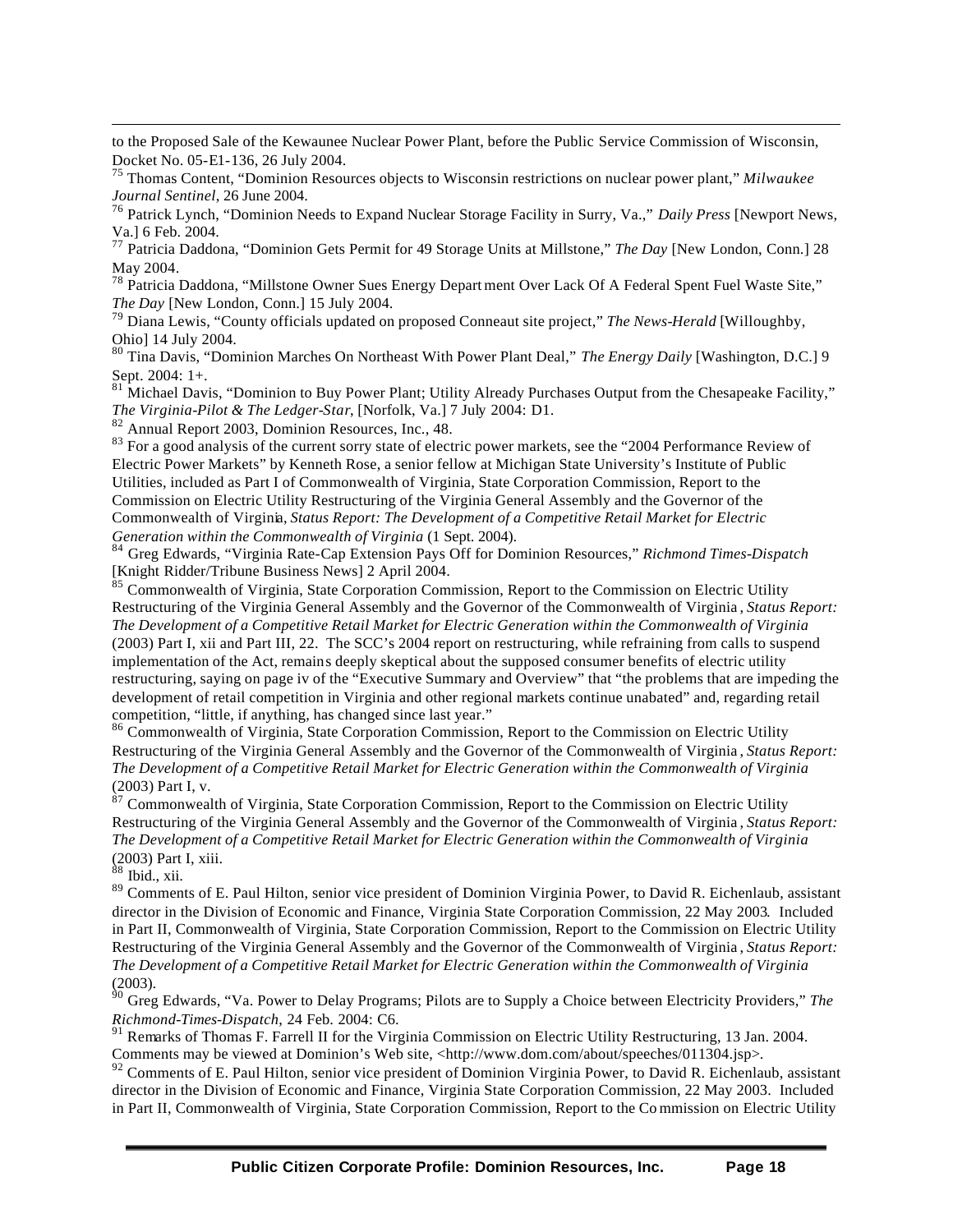to the Proposed Sale of the Kewaunee Nuclear Power Plant, before the Public Service Commission of Wisconsin, Docket No. 05-E1-136, 26 July 2004.

[75] Thomas Content, "Dominion Resources objects to Wisconsin restrictions on nuclear power plant," *Milwaukee Journal Sentinel*, 26 June 2004.

[76] Patrick Lynch, "Dominion Needs to Expand Nuclear Storage Facility in Surry, Va.," *Daily Press* [Newport News, Va.] 6 Feb. 2004.

[77] Patricia Daddona, "Dominion Gets Permit for 49 Storage Units at Millstone," *The Day* [New London, Conn.] 28 May 2004.

[78] Patricia Daddona, "Millstone Owner Sues Energy Department Over Lack Of A Federal Spent Fuel Waste Site," *The Day* [New London, Conn.] 15 July 2004.

[79] Diana Lewis, "County officials updated on proposed Conneaut site project," *The News-Herald* [Willoughby, Ohio] 14 July 2004.

[80] Tina Davis, "Dominion Marches On Northeast With Power Plant Deal," *The Energy Daily* [Washington, D.C.] 9 Sept. 2004: 1+.

[81] Michael Davis, "Dominion to Buy Power Plant; Utility Already Purchases Output from the Chesapeake Facility," *The Virginia-Pilot & The Ledger-Star*, [Norfolk, Va.] 7 July 2004: D1.

[82] Annual Report 2003, Dominion Resources, Inc., 48.

[83] For a good analysis of the current sorry state of electric power markets, see the "2004 Performance Review of Electric Power Markets" by Kenneth Rose, a senior fellow at Michigan State University's Institute of Public Utilities, included as Part I of Commonwealth of Virginia, State Corporation Commission, Report to the Commission on Electric Utility Restructuring of the Virginia General Assembly and the Governor of the Commonwealth of Virginia, *Status Report: The Development of a Competitive Retail Market for Electric Generation within the Commonwealth of Virginia* (1 Sept. 2004).

[84] Greg Edwards, "Virginia Rate-Cap Extension Pays Off for Dominion Resources," *Richmond Times-Dispatch* [Knight Ridder/Tribune Business News] 2 April 2004.

[85] Commonwealth of Virginia, State Corporation Commission, Report to the Commission on Electric Utility Restructuring of the Virginia General Assembly and the Governor of the Commonwealth of Virginia, *Status Report: The Development of a Competitive Retail Market for Electric Generation within the Commonwealth of Virginia* (2003) Part I, xii and Part III, 22. The SCC's 2004 report on restructuring, while refraining from calls to suspend implementation of the Act, remains deeply skeptical about the supposed consumer benefits of electric utility restructuring, saying on page iv of the "Executive Summary and Overview" that "the problems that are impeding the development of retail competition in Virginia and other regional markets continue unabated" and, regarding retail competition, "little, if anything, has changed since last year."

[86] Commonwealth of Virginia, State Corporation Commission, Report to the Commission on Electric Utility Restructuring of the Virginia General Assembly and the Governor of the Commonwealth of Virginia, *Status Report: The Development of a Competitive Retail Market for Electric Generation within the Commonwealth of Virginia* (2003) Part I, v.

[87] Commonwealth of Virginia, State Corporation Commission, Report to the Commission on Electric Utility Restructuring of the Virginia General Assembly and the Governor of the Commonwealth of Virginia, *Status Report: The Development of a Competitive Retail Market for Electric Generation within the Commonwealth of Virginia* (2003) Part I, xiii.

[88] Ibid., xii.

[89] Comments of E. Paul Hilton, senior vice president of Dominion Virginia Power, to David R. Eichenlaub, assistant director in the Division of Economic and Finance, Virginia State Corporation Commission, 22 May 2003. Included in Part II, Commonwealth of Virginia, State Corporation Commission, Report to the Commission on Electric Utility Restructuring of the Virginia General Assembly and the Governor of the Commonwealth of Virginia, *Status Report: The Development of a Competitive Retail Market for Electric Generation within the Commonwealth of Virginia* (2003).

[90] Greg Edwards, "Va. Power to Delay Programs; Pilots are to Supply a Choice between Electricity Providers," *The Richmond-Times-Dispatch*, 24 Feb. 2004: C6.

[91] Remarks of Thomas F. Farrell II for the Virginia Commission on Electric Utility Restructuring, 13 Jan. 2004. Comments may be viewed at Dominion's Web site, <http://www.dom.com/about/speeches/011304.jsp>.

[92] Comments of E. Paul Hilton, senior vice president of Dominion Virginia Power, to David R. Eichenlaub, assistant director in the Division of Economic and Finance, Virginia State Corporation Commission, 22 May 2003. Included in Part II, Commonwealth of Virginia, State Corporation Commission, Report to the Commission on Electric Utility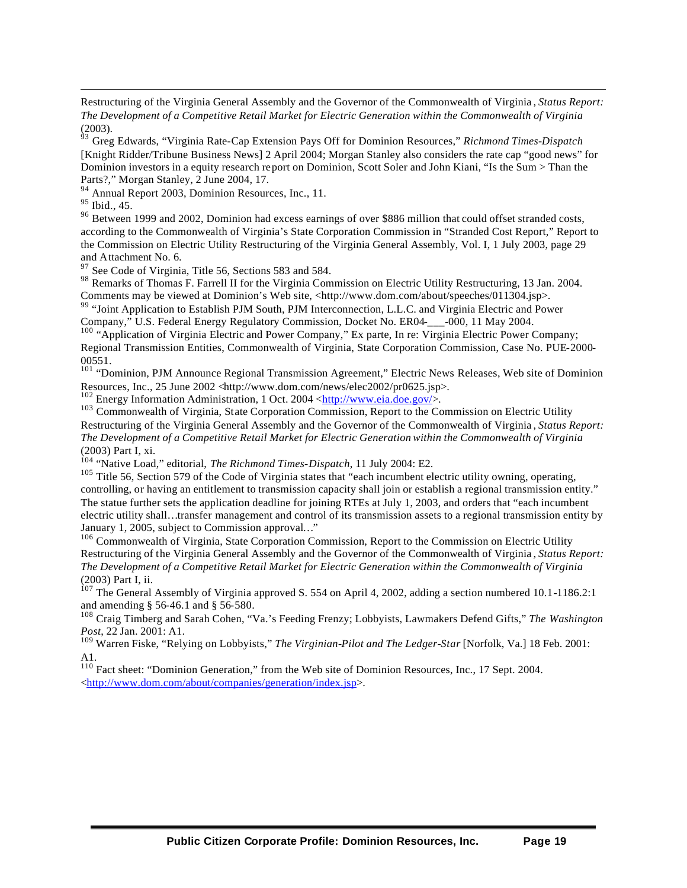Restructuring of the Virginia General Assembly and the Governor of the Commonwealth of Virginia, *Status Report: The Development of a Competitive Retail Market for Electric Generation within the Commonwealth of Virginia* (2003).

[93] Greg Edwards, "Virginia Rate-Cap Extension Pays Off for Dominion Resources," *Richmond Times-Dispatch* [Knight Ridder/Tribune Business News] 2 April 2004; Morgan Stanley also considers the rate cap "good news" for Dominion investors in a equity research report on Dominion, Scott Soler and John Kiani, "Is the Sum > Than the Parts?," Morgan Stanley, 2 June 2004, 17.

[94] Annual Report 2003, Dominion Resources, Inc., 11.

[95] Ibid., 45.

[96] Between 1999 and 2002, Dominion had excess earnings of over $886 million that could offset stranded costs, according to the Commonwealth of Virginia's State Corporation Commission in "Stranded Cost Report," Report to the Commission on Electric Utility Restructuring of the Virginia General Assembly, Vol. I, 1 July 2003, page 29 and Attachment No. 6.

[97] See Code of Virginia, Title 56, Sections 583 and 584.

[98] Remarks of Thomas F. Farrell II for the Virginia Commission on Electric Utility Restructuring, 13 Jan. 2004. Comments may be viewed at Dominion's Web site, <http://www.dom.com/about/speeches/011304.jsp>.

[99] "Joint Application to Establish PJM South, PJM Interconnection, L.L.C. and Virginia Electric and Power Company," U.S. Federal Energy Regulatory Commission, Docket No. ER04-___-000, 11 May 2004.

[100] "Application of Virginia Electric and Power Company," Ex parte, In re: Virginia Electric Power Company; Regional Transmission Entities, Commonwealth of Virginia, State Corporation Commission, Case No. PUE-2000-00551.

[101] "Dominion, PJM Announce Regional Transmission Agreement," Electric News Releases, Web site of Dominion Resources, Inc., 25 June 2002 <http://www.dom.com/news/elec2002/pr0625.jsp>.

[102] Energy Information Administration, 1 Oct. 2004 <http://www.eia.doe.gov/>.

[103] Commonwealth of Virginia, State Corporation Commission, Report to the Commission on Electric Utility Restructuring of the Virginia General Assembly and the Governor of the Commonwealth of Virginia, *Status Report: The Development of a Competitive Retail Market for Electric Generation within the Commonwealth of Virginia* (2003) Part I, xi.

[104] "Native Load," editorial, *The Richmond Times-Dispatch*, 11 July 2004: E2.

[105] Title 56, Section 579 of the Code of Virginia states that "each incumbent electric utility owning, operating, controlling, or having an entitlement to transmission capacity shall join or establish a regional transmission entity." The statue further sets the application deadline for joining RTEs at July 1, 2003, and orders that "each incumbent electric utility shall…transfer management and control of its transmission assets to a regional transmission entity by January 1, 2005, subject to Commission approval…"

[106] Commonwealth of Virginia, State Corporation Commission, Report to the Commission on Electric Utility Restructuring of the Virginia General Assembly and the Governor of the Commonwealth of Virginia, *Status Report: The Development of a Competitive Retail Market for Electric Generation within the Commonwealth of Virginia* (2003) Part I, ii.

[107] The General Assembly of Virginia approved S. 554 on April 4, 2002, adding a section numbered 10.1-1186.2:1 and amending § 56-46.1 and § 56-580.

[108] Craig Timberg and Sarah Cohen, "Va.'s Feeding Frenzy; Lobbyists, Lawmakers Defend Gifts," *The Washington Post*, 22 Jan. 2001: A1.

[109] Warren Fiske, "Relying on Lobbyists," *The Virginian-Pilot and The Ledger-Star* [Norfolk, Va.] 18 Feb. 2001: A1.

[110] Fact sheet: "Dominion Generation," from the Web site of Dominion Resources, Inc., 17 Sept. 2004. <http://www.dom.com/about/companies/generation/index.jsp>.